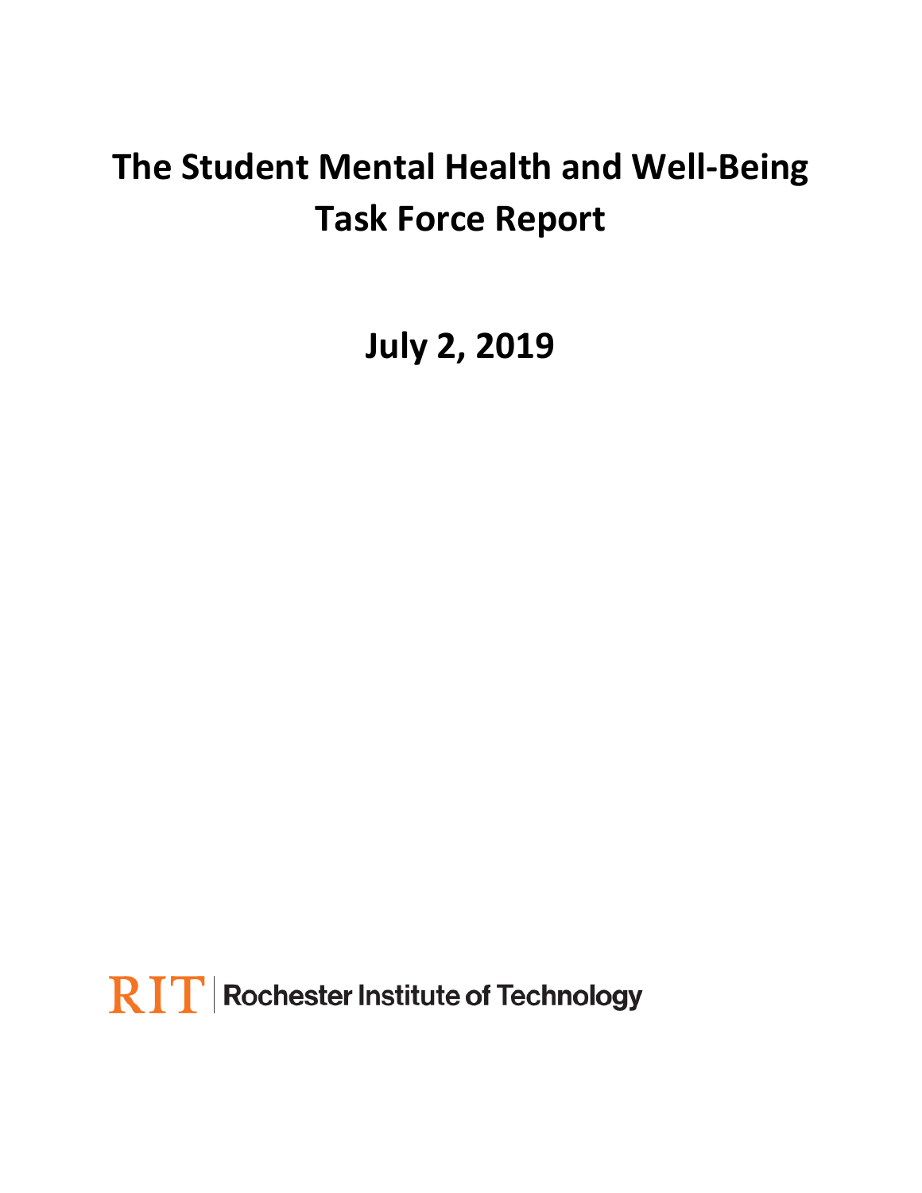# The Student Mental Health and Well-Being Task Force Report

**July 2, 2019**

RIT | Rochester Institute of Technology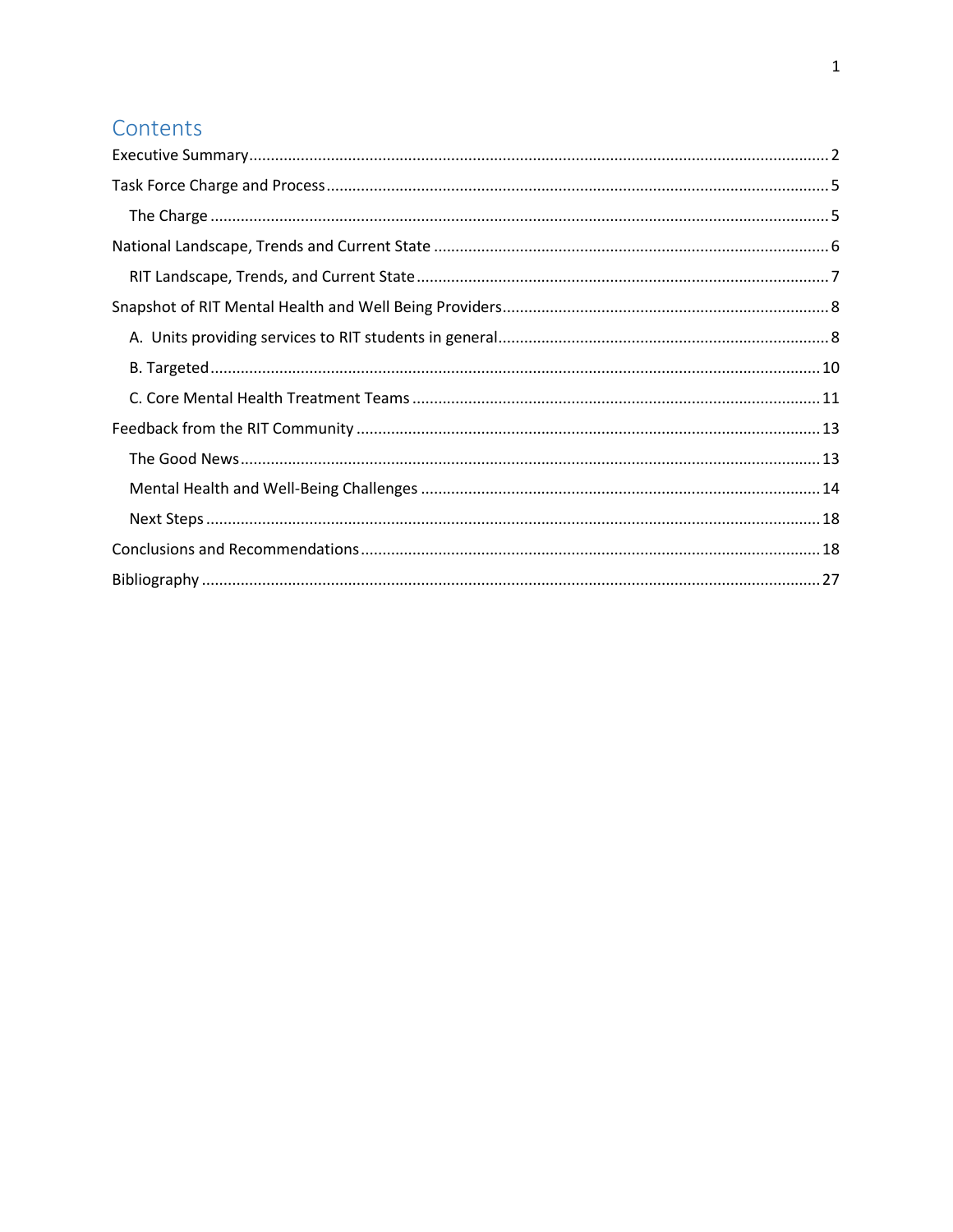# Contents

- Executive Summary ..... 2
- Task Force Charge and Process ..... 5
  - The Charge ..... 5
- National Landscape, Trends and Current State ..... 6
  - RIT Landscape, Trends, and Current State ..... 7
- Snapshot of RIT Mental Health and Well Being Providers ..... 8
  - A. Units providing services to RIT students in general ..... 8
  - B. Targeted ..... 10
  - C. Core Mental Health Treatment Teams ..... 11
- Feedback from the RIT Community ..... 13
  - The Good News ..... 13
  - Mental Health and Well-Being Challenges ..... 14
  - Next Steps ..... 18
- Conclusions and Recommendations ..... 18
- Bibliography ..... 27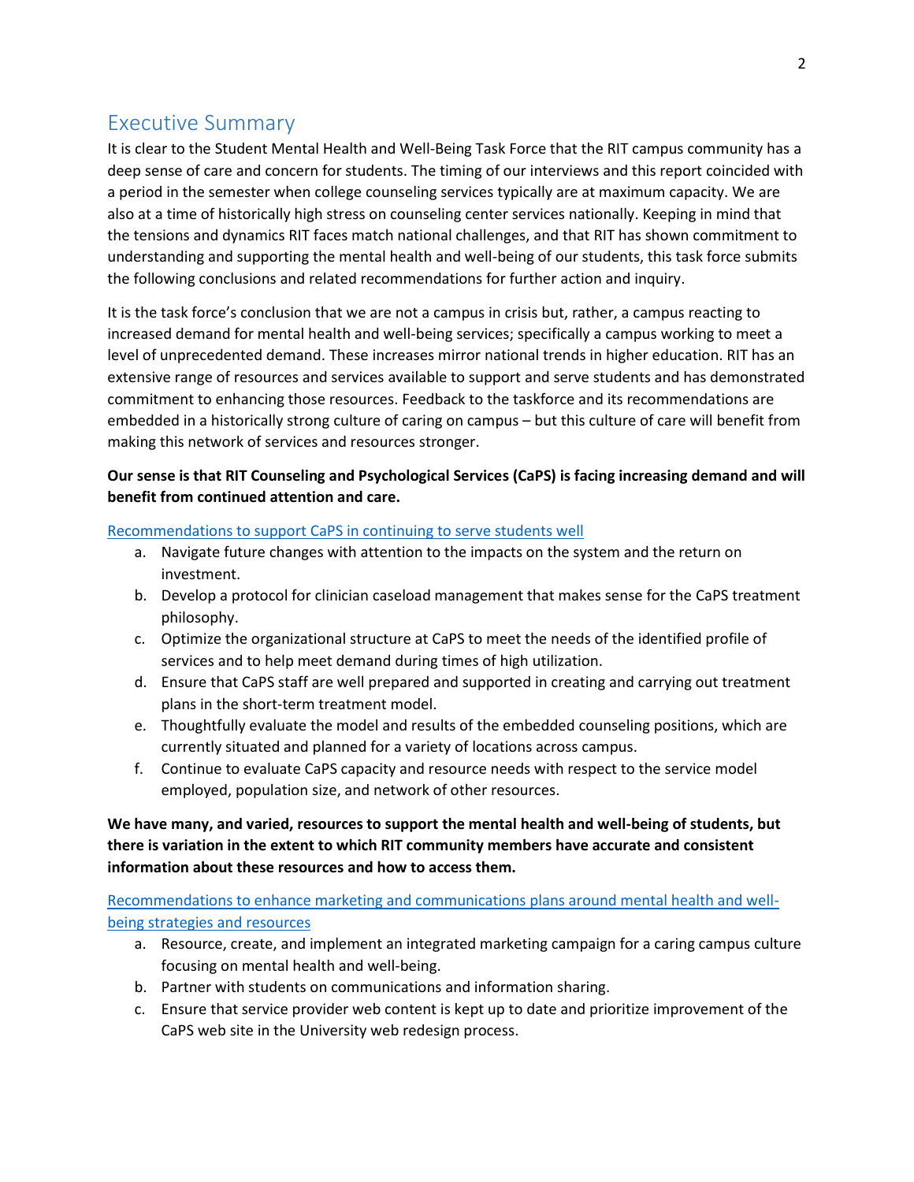## Executive Summary

It is clear to the Student Mental Health and Well-Being Task Force that the RIT campus community has a deep sense of care and concern for students. The timing of our interviews and this report coincided with a period in the semester when college counseling services typically are at maximum capacity. We are also at a time of historically high stress on counseling center services nationally. Keeping in mind that the tensions and dynamics RIT faces match national challenges, and that RIT has shown commitment to understanding and supporting the mental health and well-being of our students, this task force submits the following conclusions and related recommendations for further action and inquiry.

It is the task force's conclusion that we are not a campus in crisis but, rather, a campus reacting to increased demand for mental health and well-being services; specifically a campus working to meet a level of unprecedented demand. These increases mirror national trends in higher education. RIT has an extensive range of resources and services available to support and serve students and has demonstrated commitment to enhancing those resources. Feedback to the taskforce and its recommendations are embedded in a historically strong culture of caring on campus – but this culture of care will benefit from making this network of services and resources stronger.

**Our sense is that RIT Counseling and Psychological Services (CaPS) is facing increasing demand and will benefit from continued attention and care.**

Recommendations to support CaPS in continuing to serve students well

a. Navigate future changes with attention to the impacts on the system and the return on investment.
b. Develop a protocol for clinician caseload management that makes sense for the CaPS treatment philosophy.
c. Optimize the organizational structure at CaPS to meet the needs of the identified profile of services and to help meet demand during times of high utilization.
d. Ensure that CaPS staff are well prepared and supported in creating and carrying out treatment plans in the short-term treatment model.
e. Thoughtfully evaluate the model and results of the embedded counseling positions, which are currently situated and planned for a variety of locations across campus.
f. Continue to evaluate CaPS capacity and resource needs with respect to the service model employed, population size, and network of other resources.

**We have many, and varied, resources to support the mental health and well-being of students, but there is variation in the extent to which RIT community members have accurate and consistent information about these resources and how to access them.**

Recommendations to enhance marketing and communications plans around mental health and well-being strategies and resources

a. Resource, create, and implement an integrated marketing campaign for a caring campus culture focusing on mental health and well-being.
b. Partner with students on communications and information sharing.
c. Ensure that service provider web content is kept up to date and prioritize improvement of the CaPS web site in the University web redesign process.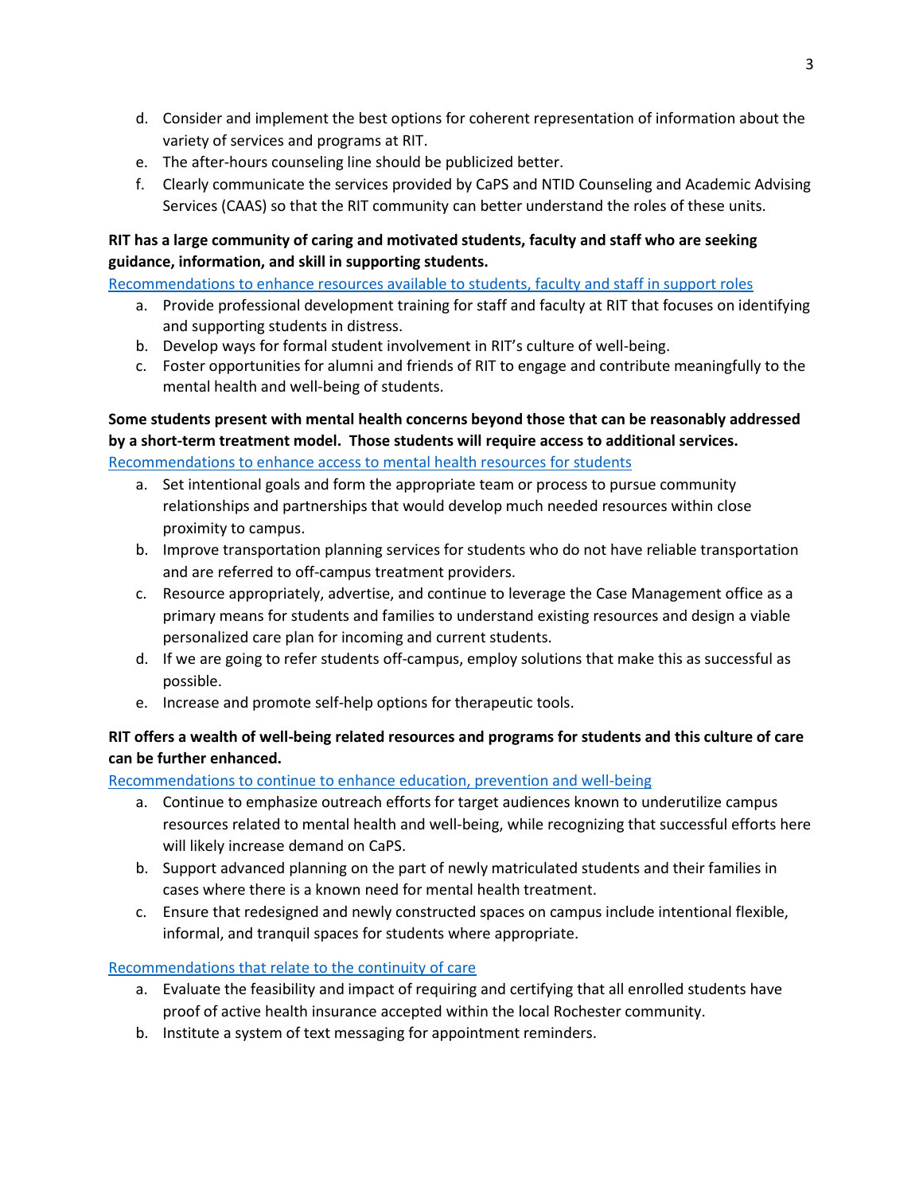d. Consider and implement the best options for coherent representation of information about the variety of services and programs at RIT.
e. The after-hours counseling line should be publicized better.
f. Clearly communicate the services provided by CaPS and NTID Counseling and Academic Advising Services (CAAS) so that the RIT community can better understand the roles of these units.

**RIT has a large community of caring and motivated students, faculty and staff who are seeking guidance, information, and skill in supporting students.**

Recommendations to enhance resources available to students, faculty and staff in support roles

a. Provide professional development training for staff and faculty at RIT that focuses on identifying and supporting students in distress.
b. Develop ways for formal student involvement in RIT's culture of well-being.
c. Foster opportunities for alumni and friends of RIT to engage and contribute meaningfully to the mental health and well-being of students.

**Some students present with mental health concerns beyond those that can be reasonably addressed by a short-term treatment model. Those students will require access to additional services.**

Recommendations to enhance access to mental health resources for students

a. Set intentional goals and form the appropriate team or process to pursue community relationships and partnerships that would develop much needed resources within close proximity to campus.
b. Improve transportation planning services for students who do not have reliable transportation and are referred to off-campus treatment providers.
c. Resource appropriately, advertise, and continue to leverage the Case Management office as a primary means for students and families to understand existing resources and design a viable personalized care plan for incoming and current students.
d. If we are going to refer students off-campus, employ solutions that make this as successful as possible.
e. Increase and promote self-help options for therapeutic tools.

**RIT offers a wealth of well-being related resources and programs for students and this culture of care can be further enhanced.**

Recommendations to continue to enhance education, prevention and well-being

a. Continue to emphasize outreach efforts for target audiences known to underutilize campus resources related to mental health and well-being, while recognizing that successful efforts here will likely increase demand on CaPS.
b. Support advanced planning on the part of newly matriculated students and their families in cases where there is a known need for mental health treatment.
c. Ensure that redesigned and newly constructed spaces on campus include intentional flexible, informal, and tranquil spaces for students where appropriate.

Recommendations that relate to the continuity of care

a. Evaluate the feasibility and impact of requiring and certifying that all enrolled students have proof of active health insurance accepted within the local Rochester community.
b. Institute a system of text messaging for appointment reminders.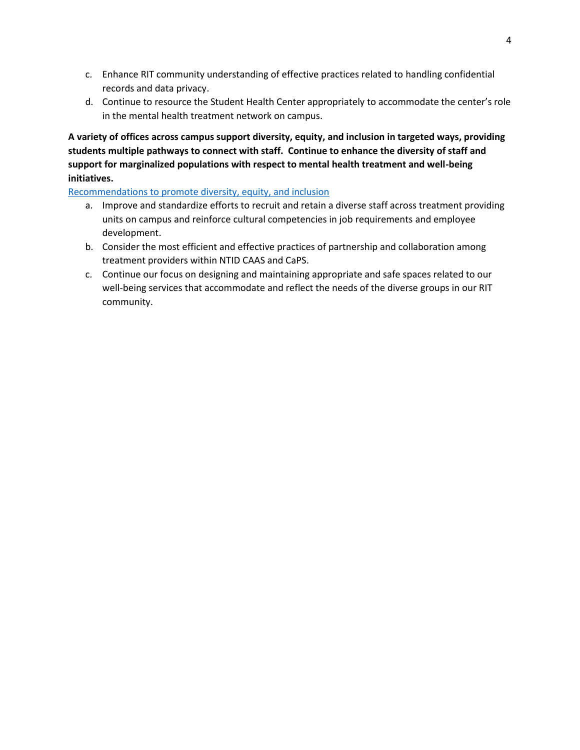c. Enhance RIT community understanding of effective practices related to handling confidential records and data privacy.
d. Continue to resource the Student Health Center appropriately to accommodate the center's role in the mental health treatment network on campus.

**A variety of offices across campus support diversity, equity, and inclusion in targeted ways, providing students multiple pathways to connect with staff. Continue to enhance the diversity of staff and support for marginalized populations with respect to mental health treatment and well-being initiatives.**

Recommendations to promote diversity, equity, and inclusion

a. Improve and standardize efforts to recruit and retain a diverse staff across treatment providing units on campus and reinforce cultural competencies in job requirements and employee development.
b. Consider the most efficient and effective practices of partnership and collaboration among treatment providers within NTID CAAS and CaPS.
c. Continue our focus on designing and maintaining appropriate and safe spaces related to our well-being services that accommodate and reflect the needs of the diverse groups in our RIT community.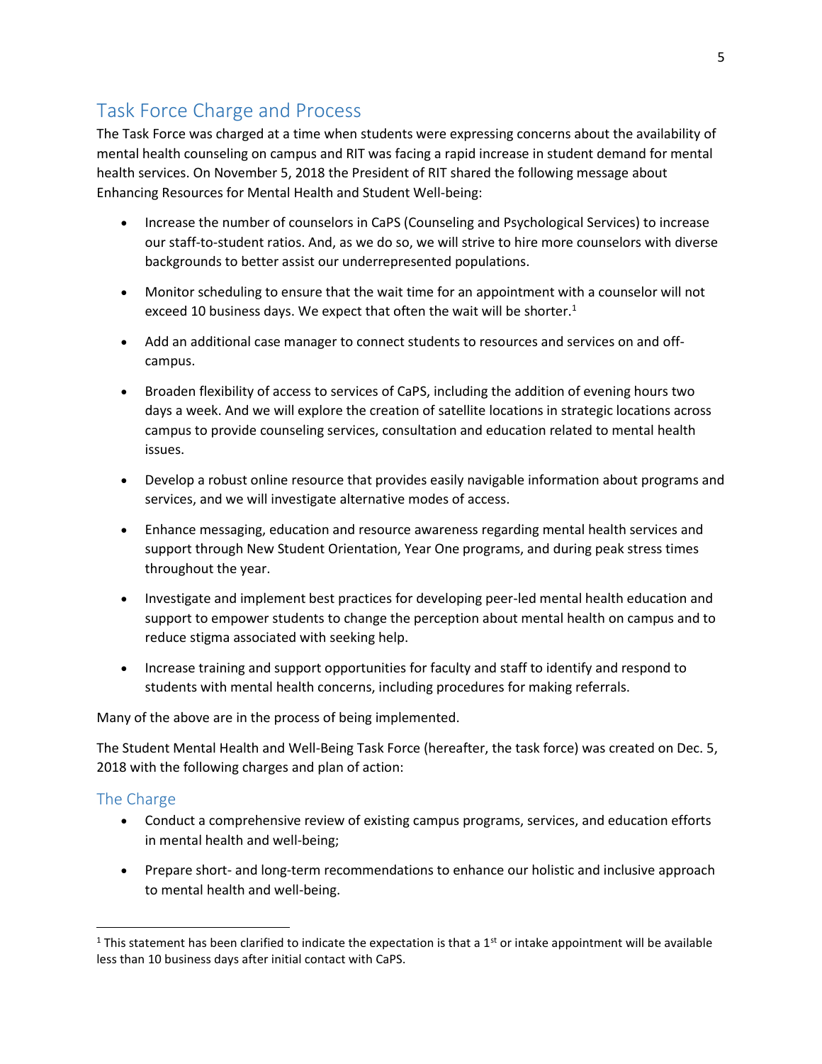## Task Force Charge and Process

The Task Force was charged at a time when students were expressing concerns about the availability of mental health counseling on campus and RIT was facing a rapid increase in student demand for mental health services. On November 5, 2018 the President of RIT shared the following message about Enhancing Resources for Mental Health and Student Well-being:

- Increase the number of counselors in CaPS (Counseling and Psychological Services) to increase our staff-to-student ratios. And, as we do so, we will strive to hire more counselors with diverse backgrounds to better assist our underrepresented populations.
- Monitor scheduling to ensure that the wait time for an appointment with a counselor will not exceed 10 business days. We expect that often the wait will be shorter.[1]
- Add an additional case manager to connect students to resources and services on and off-campus.
- Broaden flexibility of access to services of CaPS, including the addition of evening hours two days a week. And we will explore the creation of satellite locations in strategic locations across campus to provide counseling services, consultation and education related to mental health issues.
- Develop a robust online resource that provides easily navigable information about programs and services, and we will investigate alternative modes of access.
- Enhance messaging, education and resource awareness regarding mental health services and support through New Student Orientation, Year One programs, and during peak stress times throughout the year.
- Investigate and implement best practices for developing peer-led mental health education and support to empower students to change the perception about mental health on campus and to reduce stigma associated with seeking help.
- Increase training and support opportunities for faculty and staff to identify and respond to students with mental health concerns, including procedures for making referrals.

Many of the above are in the process of being implemented.

The Student Mental Health and Well-Being Task Force (hereafter, the task force) was created on Dec. 5, 2018 with the following charges and plan of action:

### The Charge

- Conduct a comprehensive review of existing campus programs, services, and education efforts in mental health and well-being;
- Prepare short- and long-term recommendations to enhance our holistic and inclusive approach to mental health and well-being.

---

[1] This statement has been clarified to indicate the expectation is that a 1st or intake appointment will be available less than 10 business days after initial contact with CaPS.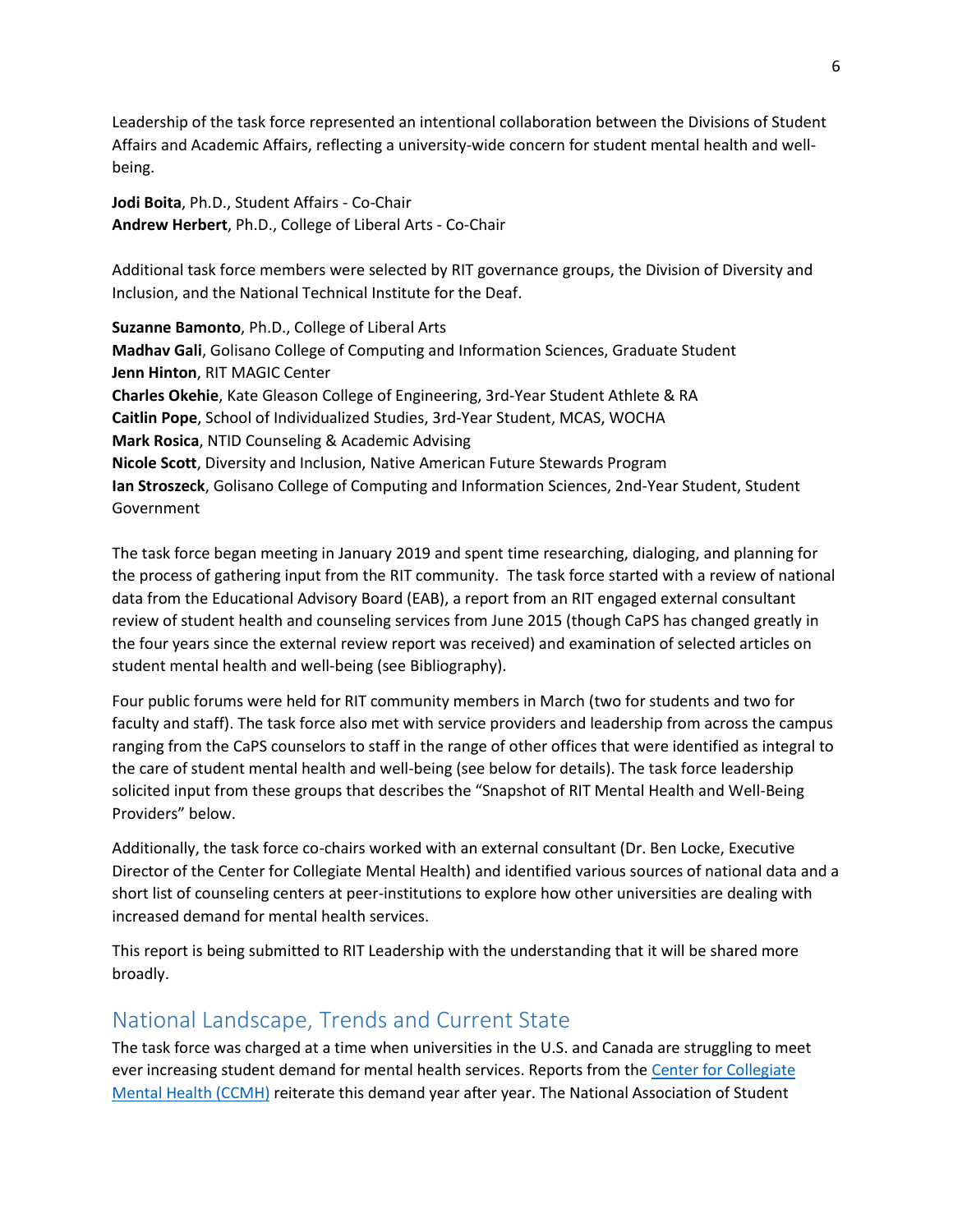Leadership of the task force represented an intentional collaboration between the Divisions of Student Affairs and Academic Affairs, reflecting a university-wide concern for student mental health and well-being.

**Jodi Boita**, Ph.D., Student Affairs - Co-Chair
**Andrew Herbert**, Ph.D., College of Liberal Arts - Co-Chair

Additional task force members were selected by RIT governance groups, the Division of Diversity and Inclusion, and the National Technical Institute for the Deaf.

**Suzanne Bamonto**, Ph.D., College of Liberal Arts
**Madhav Gali**, Golisano College of Computing and Information Sciences, Graduate Student
**Jenn Hinton**, RIT MAGIC Center
**Charles Okehie**, Kate Gleason College of Engineering, 3rd-Year Student Athlete & RA
**Caitlin Pope**, School of Individualized Studies, 3rd-Year Student, MCAS, WOCHA
**Mark Rosica**, NTID Counseling & Academic Advising
**Nicole Scott**, Diversity and Inclusion, Native American Future Stewards Program
**Ian Stroszeck**, Golisano College of Computing and Information Sciences, 2nd-Year Student, Student Government

The task force began meeting in January 2019 and spent time researching, dialoging, and planning for the process of gathering input from the RIT community. The task force started with a review of national data from the Educational Advisory Board (EAB), a report from an RIT engaged external consultant review of student health and counseling services from June 2015 (though CaPS has changed greatly in the four years since the external review report was received) and examination of selected articles on student mental health and well-being (see Bibliography).

Four public forums were held for RIT community members in March (two for students and two for faculty and staff). The task force also met with service providers and leadership from across the campus ranging from the CaPS counselors to staff in the range of other offices that were identified as integral to the care of student mental health and well-being (see below for details). The task force leadership solicited input from these groups that describes the "Snapshot of RIT Mental Health and Well-Being Providers" below.

Additionally, the task force co-chairs worked with an external consultant (Dr. Ben Locke, Executive Director of the Center for Collegiate Mental Health) and identified various sources of national data and a short list of counseling centers at peer-institutions to explore how other universities are dealing with increased demand for mental health services.

This report is being submitted to RIT Leadership with the understanding that it will be shared more broadly.

## National Landscape, Trends and Current State

The task force was charged at a time when universities in the U.S. and Canada are struggling to meet ever increasing student demand for mental health services. Reports from the Center for Collegiate Mental Health (CCMH) reiterate this demand year after year. The National Association of Student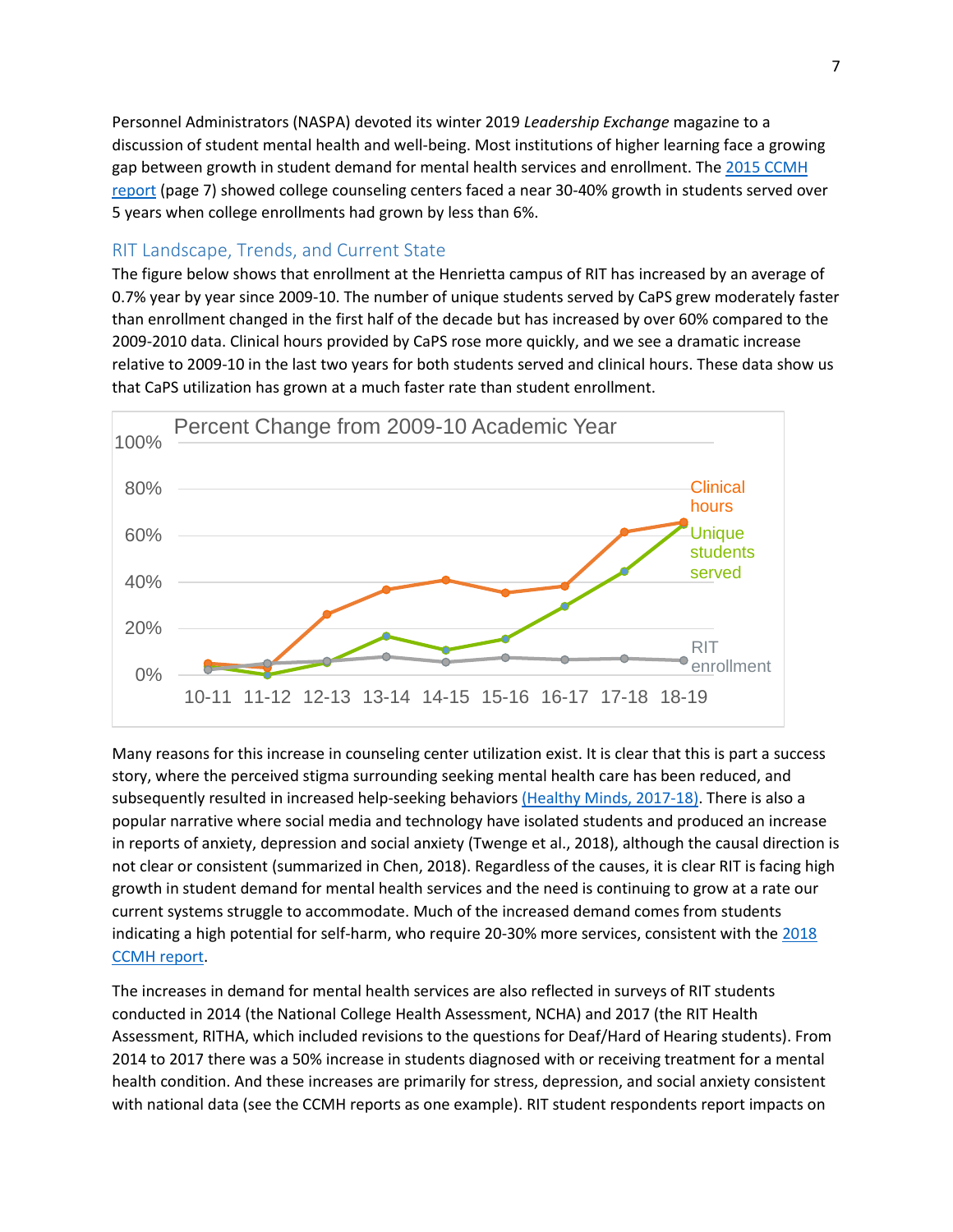Personnel Administrators (NASPA) devoted its winter 2019 *Leadership Exchange* magazine to a discussion of student mental health and well-being. Most institutions of higher learning face a growing gap between growth in student demand for mental health services and enrollment. The [2015 CCMH report](#) (page 7) showed college counseling centers faced a near 30-40% growth in students served over 5 years when college enrollments had grown by less than 6%.

## RIT Landscape, Trends, and Current State

The figure below shows that enrollment at the Henrietta campus of RIT has increased by an average of 0.7% year by year since 2009-10. The number of unique students served by CaPS grew moderately faster than enrollment changed in the first half of the decade but has increased by over 60% compared to the 2009-2010 data. Clinical hours provided by CaPS rose more quickly, and we see a dramatic increase relative to 2009-10 in the last two years for both students served and clinical hours. These data show us that CaPS utilization has grown at a much faster rate than student enrollment.

Percent Change from 2009-10 Academic Year

Many reasons for this increase in counseling center utilization exist. It is clear that this is part a success story, where the perceived stigma surrounding seeking mental health care has been reduced, and subsequently resulted in increased help-seeking behaviors [(Healthy Minds, 2017-18)](#). There is also a popular narrative where social media and technology have isolated students and produced an increase in reports of anxiety, depression and social anxiety (Twenge et al., 2018), although the causal direction is not clear or consistent (summarized in Chen, 2018). Regardless of the causes, it is clear RIT is facing high growth in student demand for mental health services and the need is continuing to grow at a rate our current systems struggle to accommodate. Much of the increased demand comes from students indicating a high potential for self-harm, who require 20-30% more services, consistent with the [2018 CCMH report](#).

The increases in demand for mental health services are also reflected in surveys of RIT students conducted in 2014 (the National College Health Assessment, NCHA) and 2017 (the RIT Health Assessment, RITHA, which included revisions to the questions for Deaf/Hard of Hearing students). From 2014 to 2017 there was a 50% increase in students diagnosed with or receiving treatment for a mental health condition. And these increases are primarily for stress, depression, and social anxiety consistent with national data (see the CCMH reports as one example). RIT student respondents report impacts on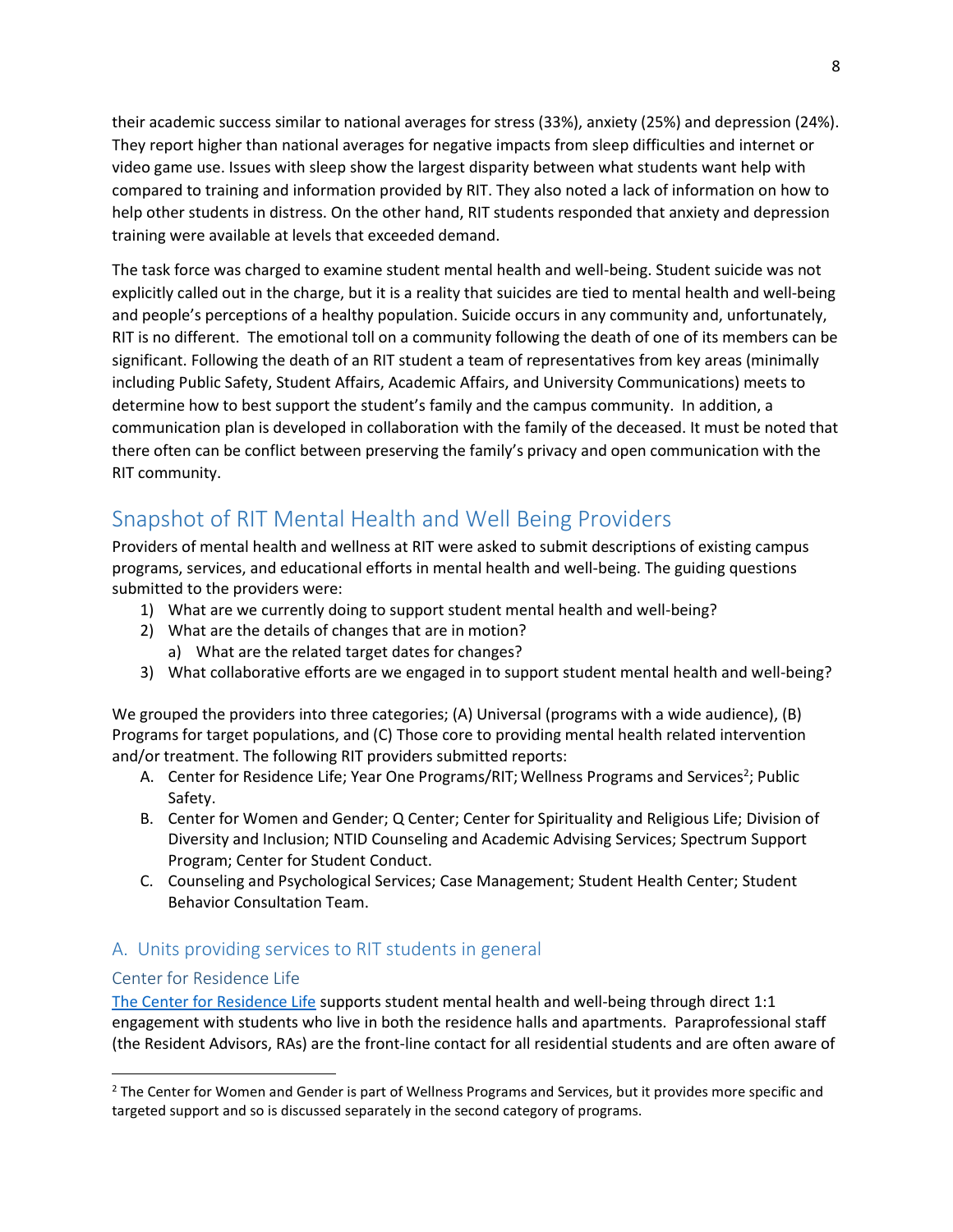their academic success similar to national averages for stress (33%), anxiety (25%) and depression (24%). They report higher than national averages for negative impacts from sleep difficulties and internet or video game use. Issues with sleep show the largest disparity between what students want help with compared to training and information provided by RIT. They also noted a lack of information on how to help other students in distress. On the other hand, RIT students responded that anxiety and depression training were available at levels that exceeded demand.

The task force was charged to examine student mental health and well-being. Student suicide was not explicitly called out in the charge, but it is a reality that suicides are tied to mental health and well-being and people's perceptions of a healthy population. Suicide occurs in any community and, unfortunately, RIT is no different. The emotional toll on a community following the death of one of its members can be significant. Following the death of an RIT student a team of representatives from key areas (minimally including Public Safety, Student Affairs, Academic Affairs, and University Communications) meets to determine how to best support the student's family and the campus community. In addition, a communication plan is developed in collaboration with the family of the deceased. It must be noted that there often can be conflict between preserving the family's privacy and open communication with the RIT community.

## Snapshot of RIT Mental Health and Well Being Providers

Providers of mental health and wellness at RIT were asked to submit descriptions of existing campus programs, services, and educational efforts in mental health and well-being. The guiding questions submitted to the providers were:

1) What are we currently doing to support student mental health and well-being?
2) What are the details of changes that are in motion?
   a) What are the related target dates for changes?
3) What collaborative efforts are we engaged in to support student mental health and well-being?

We grouped the providers into three categories; (A) Universal (programs with a wide audience), (B) Programs for target populations, and (C) Those core to providing mental health related intervention and/or treatment. The following RIT providers submitted reports:

A. Center for Residence Life; Year One Programs/RIT; Wellness Programs and Services[2]; Public Safety.
B. Center for Women and Gender; Q Center; Center for Spirituality and Religious Life; Division of Diversity and Inclusion; NTID Counseling and Academic Advising Services; Spectrum Support Program; Center for Student Conduct.
C. Counseling and Psychological Services; Case Management; Student Health Center; Student Behavior Consultation Team.

### A. Units providing services to RIT students in general

#### Center for Residence Life

The Center for Residence Life supports student mental health and well-being through direct 1:1 engagement with students who live in both the residence halls and apartments. Paraprofessional staff (the Resident Advisors, RAs) are the front-line contact for all residential students and are often aware of

[2] The Center for Women and Gender is part of Wellness Programs and Services, but it provides more specific and targeted support and so is discussed separately in the second category of programs.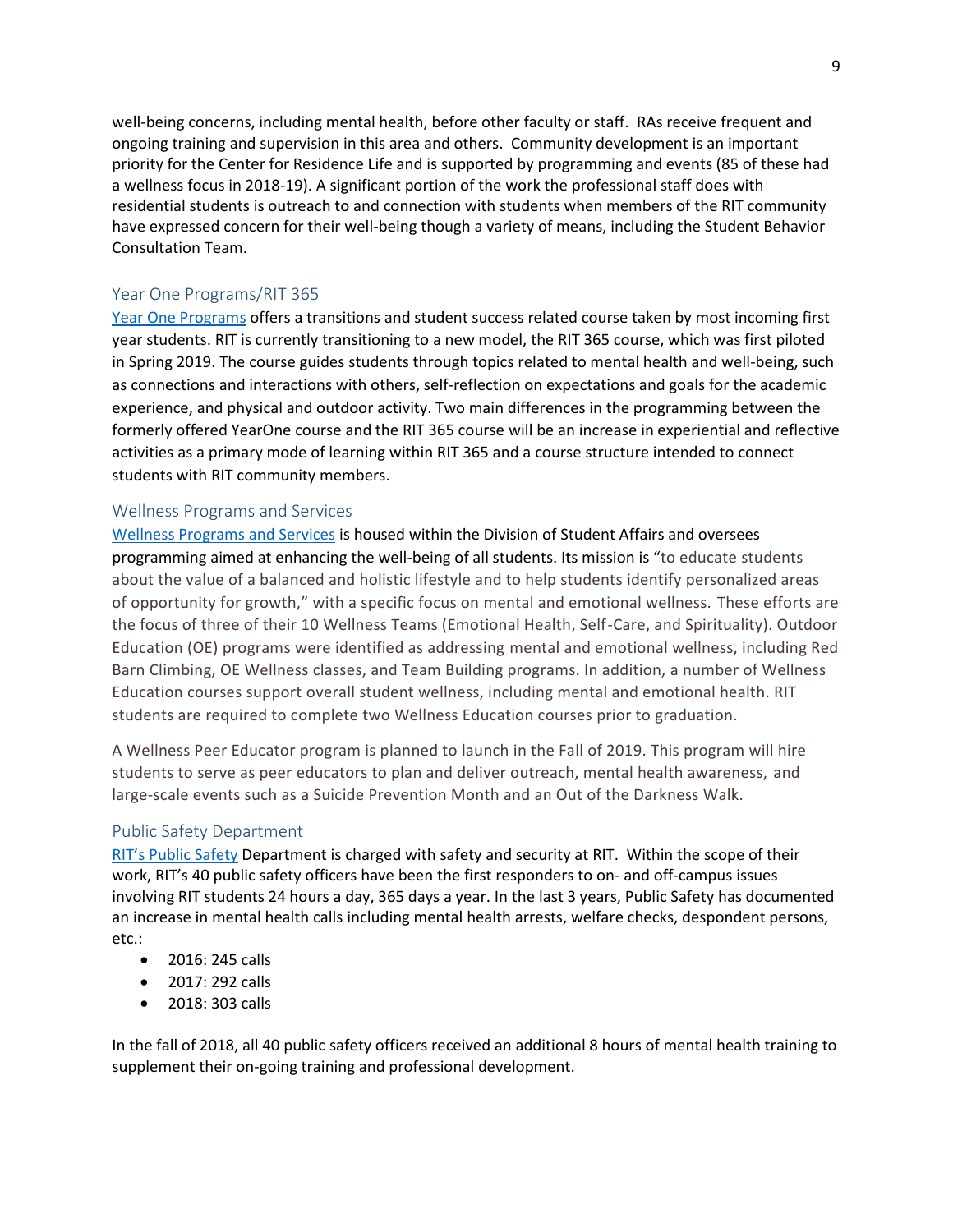well-being concerns, including mental health, before other faculty or staff. RAs receive frequent and ongoing training and supervision in this area and others. Community development is an important priority for the Center for Residence Life and is supported by programming and events (85 of these had a wellness focus in 2018-19). A significant portion of the work the professional staff does with residential students is outreach to and connection with students when members of the RIT community have expressed concern for their well-being though a variety of means, including the Student Behavior Consultation Team.

### Year One Programs/RIT 365

Year One Programs offers a transitions and student success related course taken by most incoming first year students. RIT is currently transitioning to a new model, the RIT 365 course, which was first piloted in Spring 2019. The course guides students through topics related to mental health and well-being, such as connections and interactions with others, self-reflection on expectations and goals for the academic experience, and physical and outdoor activity. Two main differences in the programming between the formerly offered YearOne course and the RIT 365 course will be an increase in experiential and reflective activities as a primary mode of learning within RIT 365 and a course structure intended to connect students with RIT community members.

### Wellness Programs and Services

Wellness Programs and Services is housed within the Division of Student Affairs and oversees programming aimed at enhancing the well-being of all students. Its mission is "to educate students about the value of a balanced and holistic lifestyle and to help students identify personalized areas of opportunity for growth," with a specific focus on mental and emotional wellness. These efforts are the focus of three of their 10 Wellness Teams (Emotional Health, Self-Care, and Spirituality). Outdoor Education (OE) programs were identified as addressing mental and emotional wellness, including Red Barn Climbing, OE Wellness classes, and Team Building programs. In addition, a number of Wellness Education courses support overall student wellness, including mental and emotional health. RIT students are required to complete two Wellness Education courses prior to graduation.

A Wellness Peer Educator program is planned to launch in the Fall of 2019. This program will hire students to serve as peer educators to plan and deliver outreach, mental health awareness, and large-scale events such as a Suicide Prevention Month and an Out of the Darkness Walk.

### Public Safety Department

RIT's Public Safety Department is charged with safety and security at RIT. Within the scope of their work, RIT's 40 public safety officers have been the first responders to on- and off-campus issues involving RIT students 24 hours a day, 365 days a year. In the last 3 years, Public Safety has documented an increase in mental health calls including mental health arrests, welfare checks, despondent persons, etc.:

- 2016: 245 calls
- 2017: 292 calls
- 2018: 303 calls

In the fall of 2018, all 40 public safety officers received an additional 8 hours of mental health training to supplement their on-going training and professional development.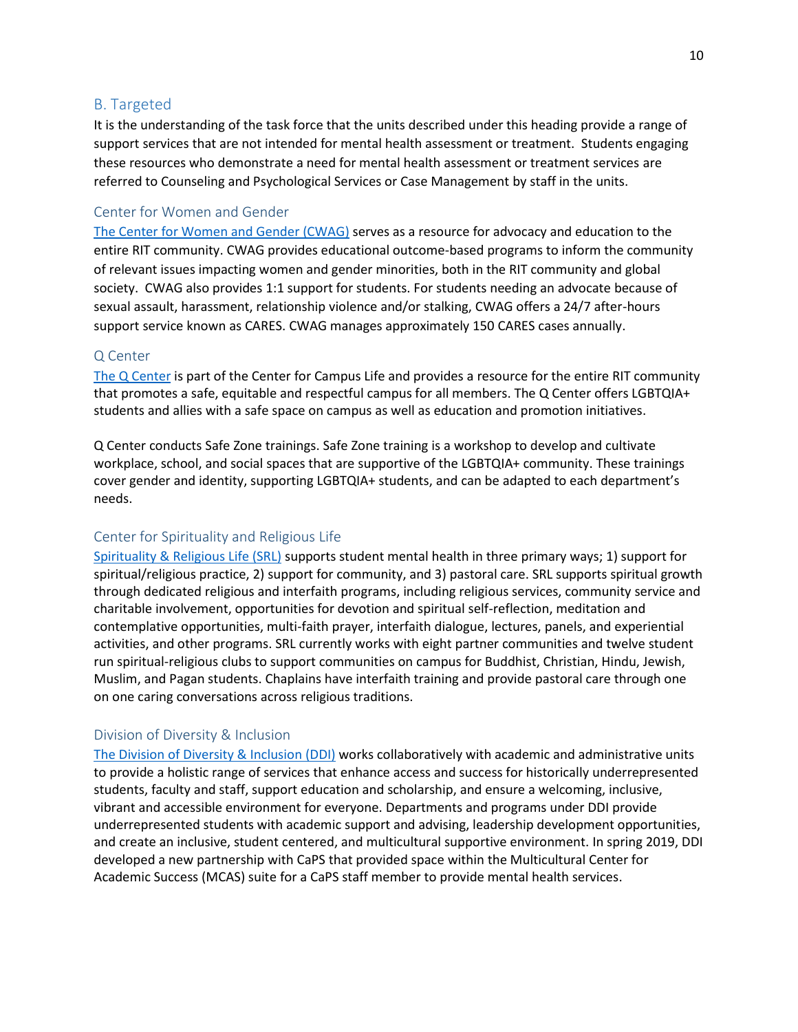## B. Targeted

It is the understanding of the task force that the units described under this heading provide a range of support services that are not intended for mental health assessment or treatment. Students engaging these resources who demonstrate a need for mental health assessment or treatment services are referred to Counseling and Psychological Services or Case Management by staff in the units.

### Center for Women and Gender

The Center for Women and Gender (CWAG) serves as a resource for advocacy and education to the entire RIT community. CWAG provides educational outcome-based programs to inform the community of relevant issues impacting women and gender minorities, both in the RIT community and global society. CWAG also provides 1:1 support for students. For students needing an advocate because of sexual assault, harassment, relationship violence and/or stalking, CWAG offers a 24/7 after-hours support service known as CARES. CWAG manages approximately 150 CARES cases annually.

### Q Center

The Q Center is part of the Center for Campus Life and provides a resource for the entire RIT community that promotes a safe, equitable and respectful campus for all members. The Q Center offers LGBTQIA+ students and allies with a safe space on campus as well as education and promotion initiatives.

Q Center conducts Safe Zone trainings. Safe Zone training is a workshop to develop and cultivate workplace, school, and social spaces that are supportive of the LGBTQIA+ community. These trainings cover gender and identity, supporting LGBTQIA+ students, and can be adapted to each department's needs.

### Center for Spirituality and Religious Life

Spirituality & Religious Life (SRL) supports student mental health in three primary ways; 1) support for spiritual/religious practice, 2) support for community, and 3) pastoral care. SRL supports spiritual growth through dedicated religious and interfaith programs, including religious services, community service and charitable involvement, opportunities for devotion and spiritual self-reflection, meditation and contemplative opportunities, multi-faith prayer, interfaith dialogue, lectures, panels, and experiential activities, and other programs. SRL currently works with eight partner communities and twelve student run spiritual-religious clubs to support communities on campus for Buddhist, Christian, Hindu, Jewish, Muslim, and Pagan students. Chaplains have interfaith training and provide pastoral care through one on one caring conversations across religious traditions.

### Division of Diversity & Inclusion

The Division of Diversity & Inclusion (DDI) works collaboratively with academic and administrative units to provide a holistic range of services that enhance access and success for historically underrepresented students, faculty and staff, support education and scholarship, and ensure a welcoming, inclusive, vibrant and accessible environment for everyone. Departments and programs under DDI provide underrepresented students with academic support and advising, leadership development opportunities, and create an inclusive, student centered, and multicultural supportive environment. In spring 2019, DDI developed a new partnership with CaPS that provided space within the Multicultural Center for Academic Success (MCAS) suite for a CaPS staff member to provide mental health services.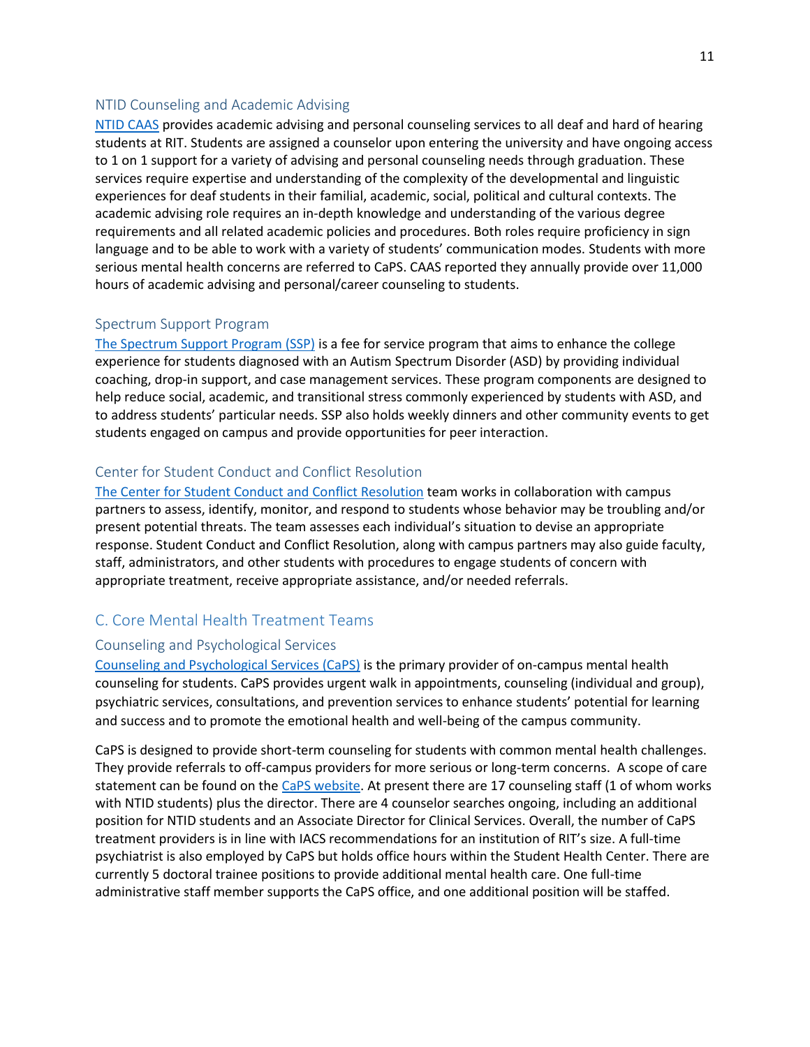### NTID Counseling and Academic Advising

NTID CAAS provides academic advising and personal counseling services to all deaf and hard of hearing students at RIT. Students are assigned a counselor upon entering the university and have ongoing access to 1 on 1 support for a variety of advising and personal counseling needs through graduation. These services require expertise and understanding of the complexity of the developmental and linguistic experiences for deaf students in their familial, academic, social, political and cultural contexts. The academic advising role requires an in-depth knowledge and understanding of the various degree requirements and all related academic policies and procedures. Both roles require proficiency in sign language and to be able to work with a variety of students' communication modes. Students with more serious mental health concerns are referred to CaPS. CAAS reported they annually provide over 11,000 hours of academic advising and personal/career counseling to students.

### Spectrum Support Program

The Spectrum Support Program (SSP) is a fee for service program that aims to enhance the college experience for students diagnosed with an Autism Spectrum Disorder (ASD) by providing individual coaching, drop-in support, and case management services. These program components are designed to help reduce social, academic, and transitional stress commonly experienced by students with ASD, and to address students' particular needs. SSP also holds weekly dinners and other community events to get students engaged on campus and provide opportunities for peer interaction.

### Center for Student Conduct and Conflict Resolution

The Center for Student Conduct and Conflict Resolution team works in collaboration with campus partners to assess, identify, monitor, and respond to students whose behavior may be troubling and/or present potential threats. The team assesses each individual's situation to devise an appropriate response. Student Conduct and Conflict Resolution, along with campus partners may also guide faculty, staff, administrators, and other students with procedures to engage students of concern with appropriate treatment, receive appropriate assistance, and/or needed referrals.

## C. Core Mental Health Treatment Teams

### Counseling and Psychological Services

Counseling and Psychological Services (CaPS) is the primary provider of on-campus mental health counseling for students. CaPS provides urgent walk in appointments, counseling (individual and group), psychiatric services, consultations, and prevention services to enhance students' potential for learning and success and to promote the emotional health and well-being of the campus community.

CaPS is designed to provide short-term counseling for students with common mental health challenges. They provide referrals to off-campus providers for more serious or long-term concerns. A scope of care statement can be found on the CaPS website. At present there are 17 counseling staff (1 of whom works with NTID students) plus the director. There are 4 counselor searches ongoing, including an additional position for NTID students and an Associate Director for Clinical Services. Overall, the number of CaPS treatment providers is in line with IACS recommendations for an institution of RIT's size. A full-time psychiatrist is also employed by CaPS but holds office hours within the Student Health Center. There are currently 5 doctoral trainee positions to provide additional mental health care. One full-time administrative staff member supports the CaPS office, and one additional position will be staffed.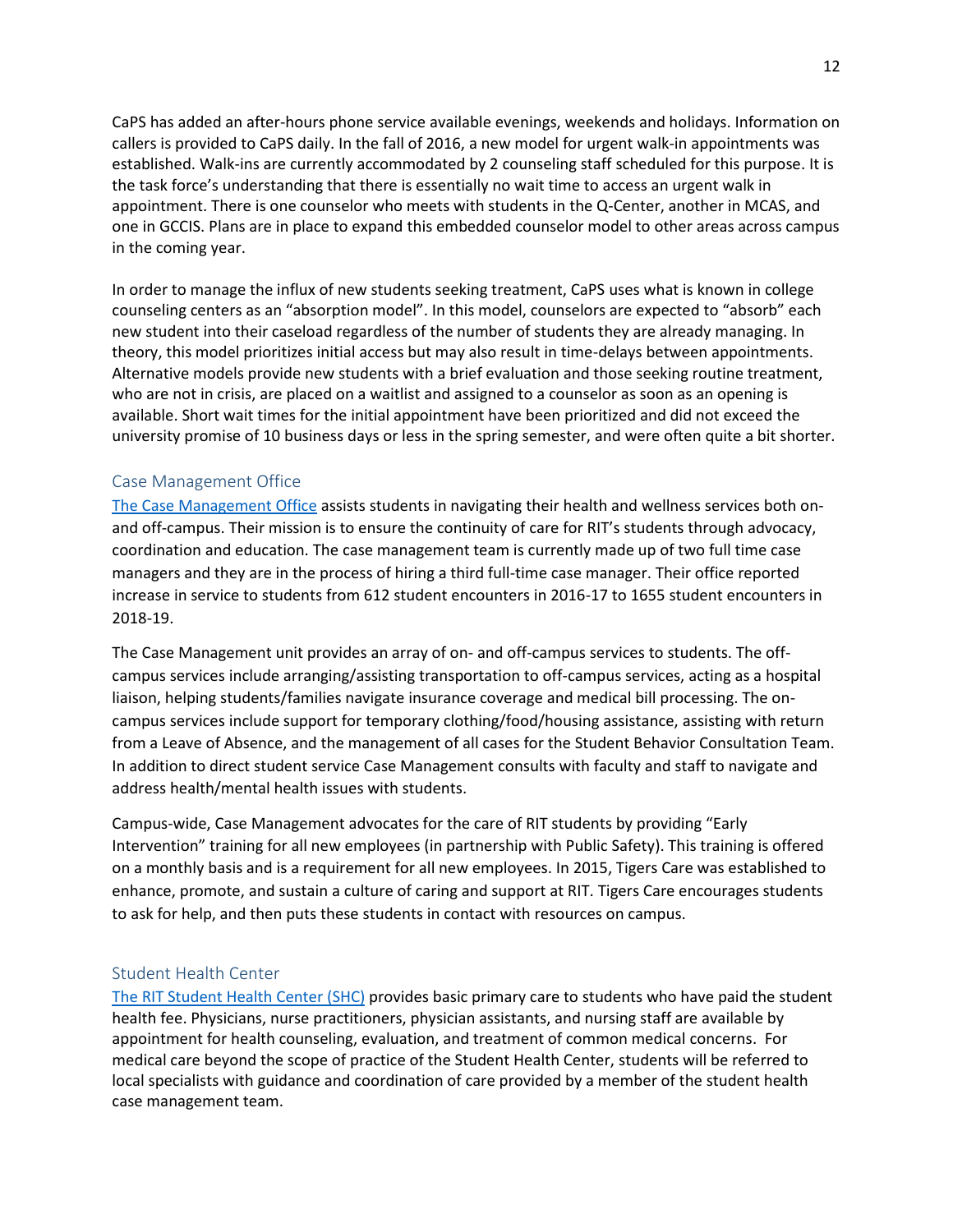CaPS has added an after-hours phone service available evenings, weekends and holidays. Information on callers is provided to CaPS daily. In the fall of 2016, a new model for urgent walk-in appointments was established. Walk-ins are currently accommodated by 2 counseling staff scheduled for this purpose. It is the task force's understanding that there is essentially no wait time to access an urgent walk in appointment. There is one counselor who meets with students in the Q-Center, another in MCAS, and one in GCCIS. Plans are in place to expand this embedded counselor model to other areas across campus in the coming year.

In order to manage the influx of new students seeking treatment, CaPS uses what is known in college counseling centers as an "absorption model". In this model, counselors are expected to "absorb" each new student into their caseload regardless of the number of students they are already managing. In theory, this model prioritizes initial access but may also result in time-delays between appointments. Alternative models provide new students with a brief evaluation and those seeking routine treatment, who are not in crisis, are placed on a waitlist and assigned to a counselor as soon as an opening is available. Short wait times for the initial appointment have been prioritized and did not exceed the university promise of 10 business days or less in the spring semester, and were often quite a bit shorter.

### Case Management Office

The Case Management Office assists students in navigating their health and wellness services both on- and off-campus. Their mission is to ensure the continuity of care for RIT's students through advocacy, coordination and education. The case management team is currently made up of two full time case managers and they are in the process of hiring a third full-time case manager. Their office reported increase in service to students from 612 student encounters in 2016-17 to 1655 student encounters in 2018-19.

The Case Management unit provides an array of on- and off-campus services to students. The off-campus services include arranging/assisting transportation to off-campus services, acting as a hospital liaison, helping students/families navigate insurance coverage and medical bill processing. The on-campus services include support for temporary clothing/food/housing assistance, assisting with return from a Leave of Absence, and the management of all cases for the Student Behavior Consultation Team. In addition to direct student service Case Management consults with faculty and staff to navigate and address health/mental health issues with students.

Campus-wide, Case Management advocates for the care of RIT students by providing "Early Intervention" training for all new employees (in partnership with Public Safety). This training is offered on a monthly basis and is a requirement for all new employees. In 2015, Tigers Care was established to enhance, promote, and sustain a culture of caring and support at RIT. Tigers Care encourages students to ask for help, and then puts these students in contact with resources on campus.

### Student Health Center

The RIT Student Health Center (SHC) provides basic primary care to students who have paid the student health fee. Physicians, nurse practitioners, physician assistants, and nursing staff are available by appointment for health counseling, evaluation, and treatment of common medical concerns. For medical care beyond the scope of practice of the Student Health Center, students will be referred to local specialists with guidance and coordination of care provided by a member of the student health case management team.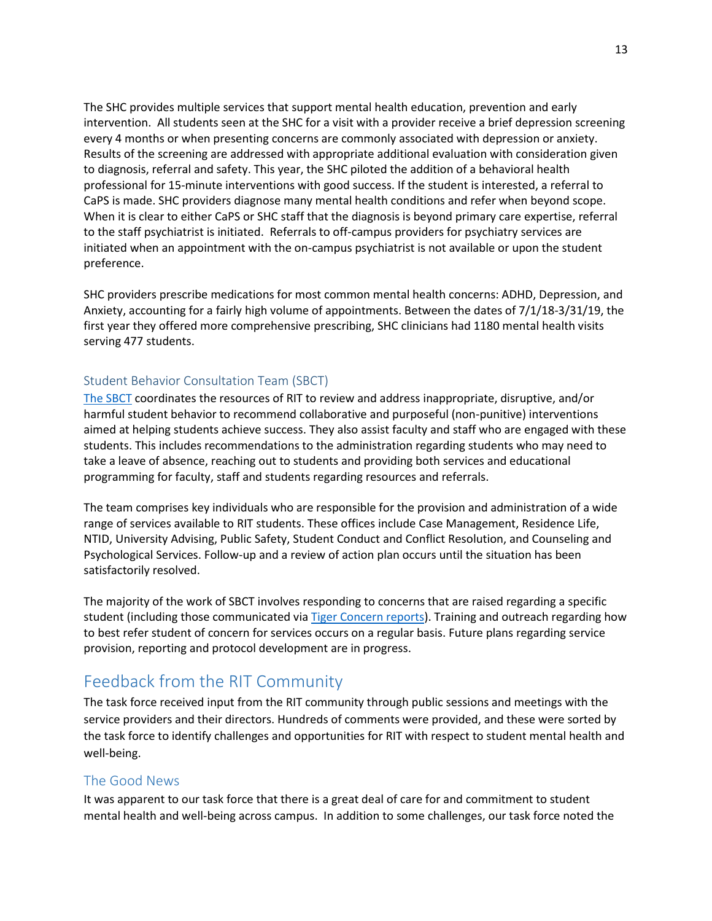The SHC provides multiple services that support mental health education, prevention and early intervention. All students seen at the SHC for a visit with a provider receive a brief depression screening every 4 months or when presenting concerns are commonly associated with depression or anxiety. Results of the screening are addressed with appropriate additional evaluation with consideration given to diagnosis, referral and safety. This year, the SHC piloted the addition of a behavioral health professional for 15-minute interventions with good success. If the student is interested, a referral to CaPS is made. SHC providers diagnose many mental health conditions and refer when beyond scope. When it is clear to either CaPS or SHC staff that the diagnosis is beyond primary care expertise, referral to the staff psychiatrist is initiated. Referrals to off-campus providers for psychiatry services are initiated when an appointment with the on-campus psychiatrist is not available or upon the student preference.

SHC providers prescribe medications for most common mental health concerns: ADHD, Depression, and Anxiety, accounting for a fairly high volume of appointments. Between the dates of 7/1/18-3/31/19, the first year they offered more comprehensive prescribing, SHC clinicians had 1180 mental health visits serving 477 students.

### Student Behavior Consultation Team (SBCT)

The SBCT coordinates the resources of RIT to review and address inappropriate, disruptive, and/or harmful student behavior to recommend collaborative and purposeful (non-punitive) interventions aimed at helping students achieve success. They also assist faculty and staff who are engaged with these students. This includes recommendations to the administration regarding students who may need to take a leave of absence, reaching out to students and providing both services and educational programming for faculty, staff and students regarding resources and referrals.

The team comprises key individuals who are responsible for the provision and administration of a wide range of services available to RIT students. These offices include Case Management, Residence Life, NTID, University Advising, Public Safety, Student Conduct and Conflict Resolution, and Counseling and Psychological Services. Follow-up and a review of action plan occurs until the situation has been satisfactorily resolved.

The majority of the work of SBCT involves responding to concerns that are raised regarding a specific student (including those communicated via Tiger Concern reports). Training and outreach regarding how to best refer student of concern for services occurs on a regular basis. Future plans regarding service provision, reporting and protocol development are in progress.

## Feedback from the RIT Community

The task force received input from the RIT community through public sessions and meetings with the service providers and their directors. Hundreds of comments were provided, and these were sorted by the task force to identify challenges and opportunities for RIT with respect to student mental health and well-being.

### The Good News

It was apparent to our task force that there is a great deal of care for and commitment to student mental health and well-being across campus. In addition to some challenges, our task force noted the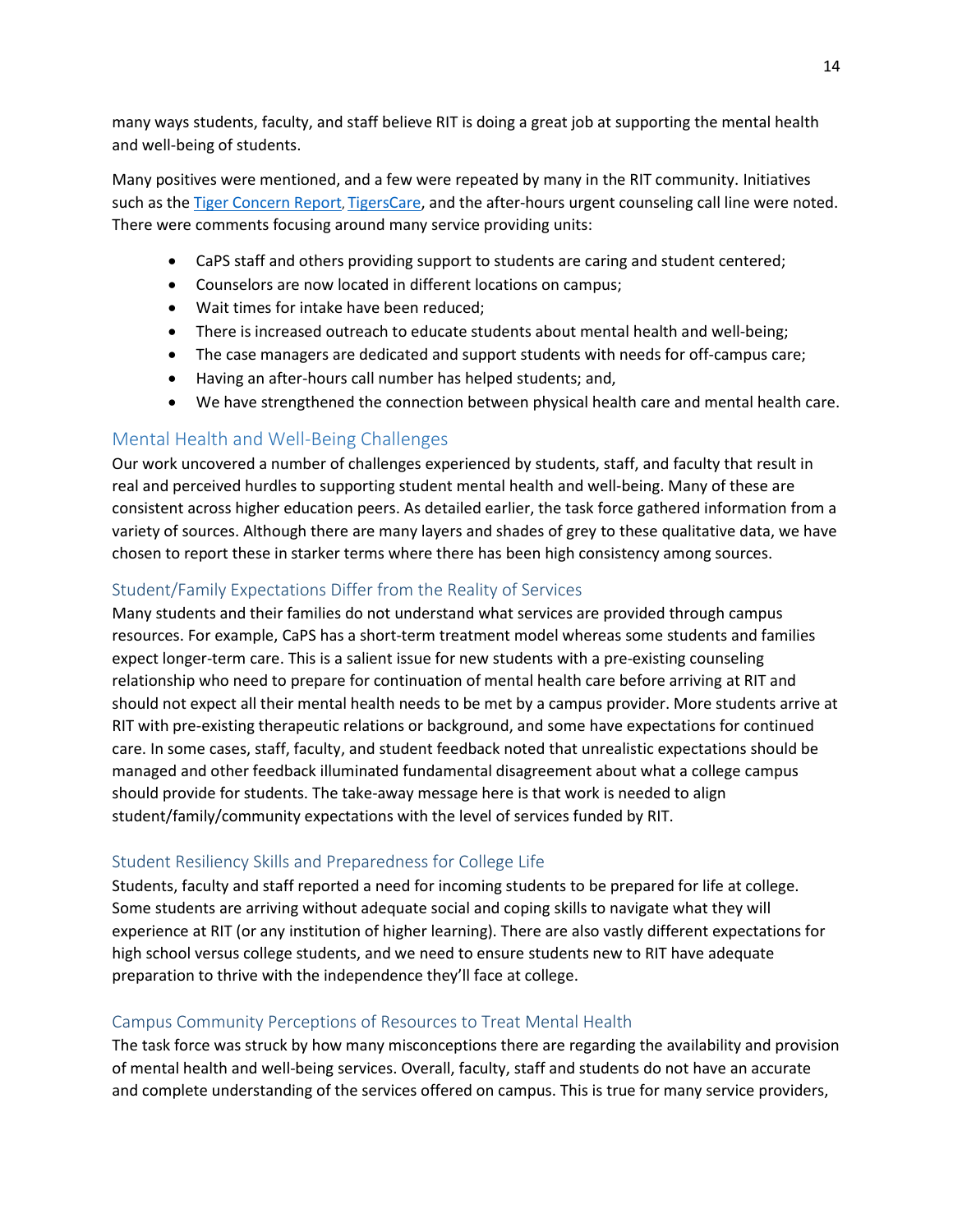many ways students, faculty, and staff believe RIT is doing a great job at supporting the mental health and well-being of students.

Many positives were mentioned, and a few were repeated by many in the RIT community. Initiatives such as the Tiger Concern Report, TigersCare, and the after-hours urgent counseling call line were noted. There were comments focusing around many service providing units:

- CaPS staff and others providing support to students are caring and student centered;
- Counselors are now located in different locations on campus;
- Wait times for intake have been reduced;
- There is increased outreach to educate students about mental health and well-being;
- The case managers are dedicated and support students with needs for off-campus care;
- Having an after-hours call number has helped students; and,
- We have strengthened the connection between physical health care and mental health care.

## Mental Health and Well-Being Challenges

Our work uncovered a number of challenges experienced by students, staff, and faculty that result in real and perceived hurdles to supporting student mental health and well-being. Many of these are consistent across higher education peers. As detailed earlier, the task force gathered information from a variety of sources. Although there are many layers and shades of grey to these qualitative data, we have chosen to report these in starker terms where there has been high consistency among sources.

### Student/Family Expectations Differ from the Reality of Services

Many students and their families do not understand what services are provided through campus resources. For example, CaPS has a short-term treatment model whereas some students and families expect longer-term care. This is a salient issue for new students with a pre-existing counseling relationship who need to prepare for continuation of mental health care before arriving at RIT and should not expect all their mental health needs to be met by a campus provider. More students arrive at RIT with pre-existing therapeutic relations or background, and some have expectations for continued care. In some cases, staff, faculty, and student feedback noted that unrealistic expectations should be managed and other feedback illuminated fundamental disagreement about what a college campus should provide for students. The take-away message here is that work is needed to align student/family/community expectations with the level of services funded by RIT.

### Student Resiliency Skills and Preparedness for College Life

Students, faculty and staff reported a need for incoming students to be prepared for life at college. Some students are arriving without adequate social and coping skills to navigate what they will experience at RIT (or any institution of higher learning). There are also vastly different expectations for high school versus college students, and we need to ensure students new to RIT have adequate preparation to thrive with the independence they'll face at college.

### Campus Community Perceptions of Resources to Treat Mental Health

The task force was struck by how many misconceptions there are regarding the availability and provision of mental health and well-being services. Overall, faculty, staff and students do not have an accurate and complete understanding of the services offered on campus. This is true for many service providers,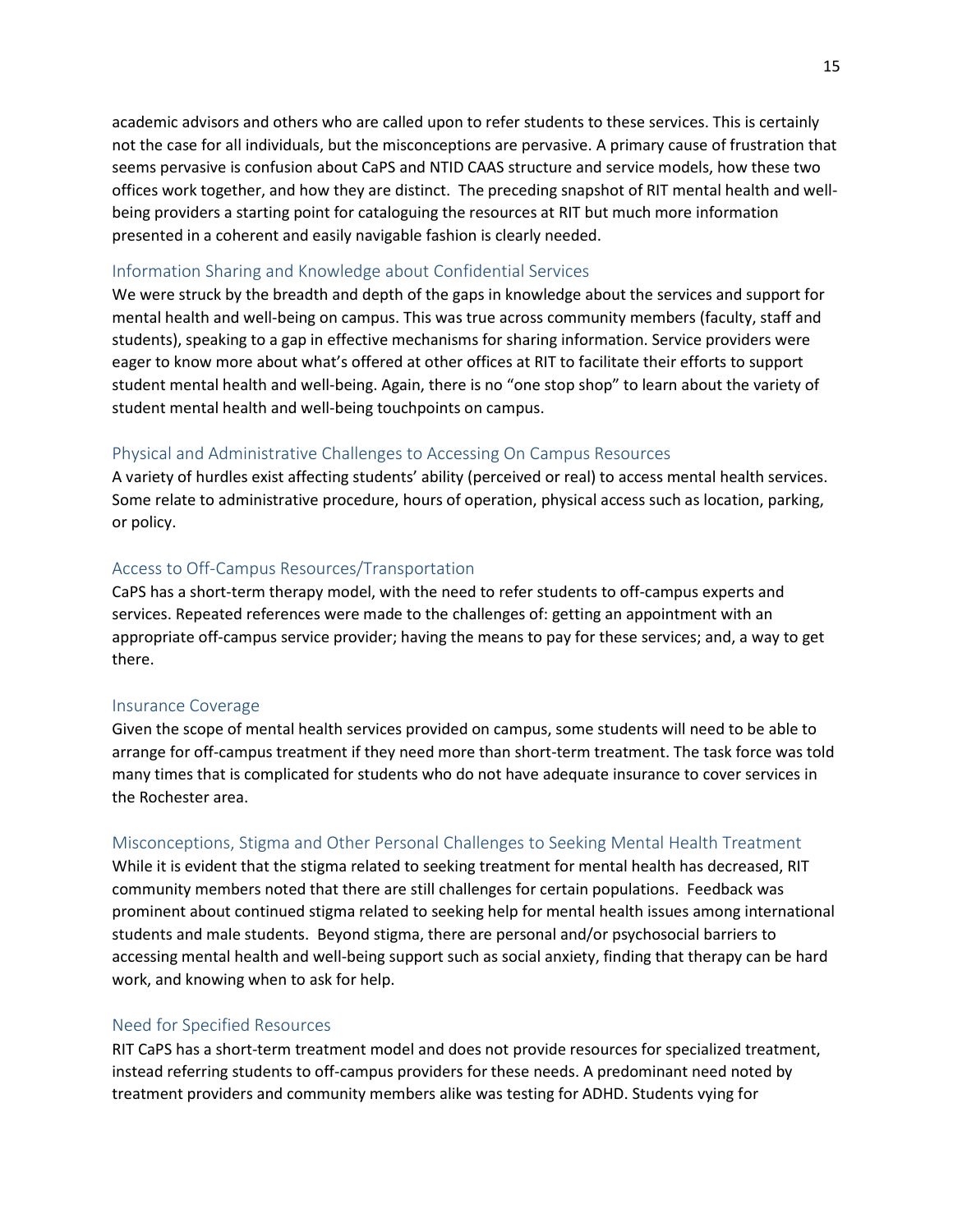academic advisors and others who are called upon to refer students to these services. This is certainly not the case for all individuals, but the misconceptions are pervasive. A primary cause of frustration that seems pervasive is confusion about CaPS and NTID CAAS structure and service models, how these two offices work together, and how they are distinct. The preceding snapshot of RIT mental health and well-being providers a starting point for cataloguing the resources at RIT but much more information presented in a coherent and easily navigable fashion is clearly needed.

### Information Sharing and Knowledge about Confidential Services

We were struck by the breadth and depth of the gaps in knowledge about the services and support for mental health and well-being on campus. This was true across community members (faculty, staff and students), speaking to a gap in effective mechanisms for sharing information. Service providers were eager to know more about what's offered at other offices at RIT to facilitate their efforts to support student mental health and well-being. Again, there is no "one stop shop" to learn about the variety of student mental health and well-being touchpoints on campus.

### Physical and Administrative Challenges to Accessing On Campus Resources

A variety of hurdles exist affecting students' ability (perceived or real) to access mental health services. Some relate to administrative procedure, hours of operation, physical access such as location, parking, or policy.

### Access to Off-Campus Resources/Transportation

CaPS has a short-term therapy model, with the need to refer students to off-campus experts and services. Repeated references were made to the challenges of: getting an appointment with an appropriate off-campus service provider; having the means to pay for these services; and, a way to get there.

### Insurance Coverage

Given the scope of mental health services provided on campus, some students will need to be able to arrange for off-campus treatment if they need more than short-term treatment. The task force was told many times that is complicated for students who do not have adequate insurance to cover services in the Rochester area.

### Misconceptions, Stigma and Other Personal Challenges to Seeking Mental Health Treatment

While it is evident that the stigma related to seeking treatment for mental health has decreased, RIT community members noted that there are still challenges for certain populations. Feedback was prominent about continued stigma related to seeking help for mental health issues among international students and male students. Beyond stigma, there are personal and/or psychosocial barriers to accessing mental health and well-being support such as social anxiety, finding that therapy can be hard work, and knowing when to ask for help.

### Need for Specified Resources

RIT CaPS has a short-term treatment model and does not provide resources for specialized treatment, instead referring students to off-campus providers for these needs. A predominant need noted by treatment providers and community members alike was testing for ADHD. Students vying for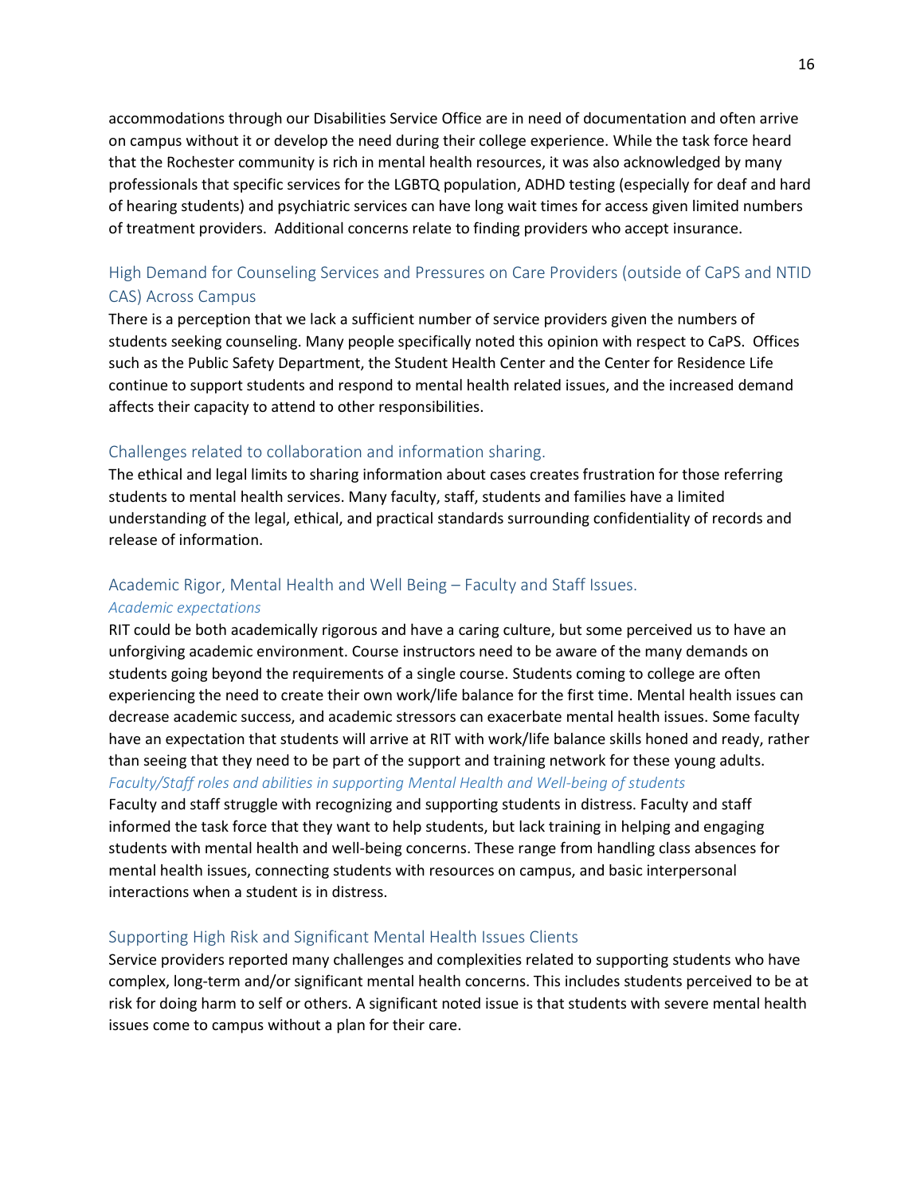accommodations through our Disabilities Service Office are in need of documentation and often arrive on campus without it or develop the need during their college experience. While the task force heard that the Rochester community is rich in mental health resources, it was also acknowledged by many professionals that specific services for the LGBTQ population, ADHD testing (especially for deaf and hard of hearing students) and psychiatric services can have long wait times for access given limited numbers of treatment providers. Additional concerns relate to finding providers who accept insurance.

### High Demand for Counseling Services and Pressures on Care Providers (outside of CaPS and NTID CAS) Across Campus

There is a perception that we lack a sufficient number of service providers given the numbers of students seeking counseling. Many people specifically noted this opinion with respect to CaPS. Offices such as the Public Safety Department, the Student Health Center and the Center for Residence Life continue to support students and respond to mental health related issues, and the increased demand affects their capacity to attend to other responsibilities.

### Challenges related to collaboration and information sharing.

The ethical and legal limits to sharing information about cases creates frustration for those referring students to mental health services. Many faculty, staff, students and families have a limited understanding of the legal, ethical, and practical standards surrounding confidentiality of records and release of information.

### Academic Rigor, Mental Health and Well Being – Faculty and Staff Issues.

#### *Academic expectations*

RIT could be both academically rigorous and have a caring culture, but some perceived us to have an unforgiving academic environment. Course instructors need to be aware of the many demands on students going beyond the requirements of a single course. Students coming to college are often experiencing the need to create their own work/life balance for the first time. Mental health issues can decrease academic success, and academic stressors can exacerbate mental health issues. Some faculty have an expectation that students will arrive at RIT with work/life balance skills honed and ready, rather than seeing that they need to be part of the support and training network for these young adults.

#### *Faculty/Staff roles and abilities in supporting Mental Health and Well-being of students*

Faculty and staff struggle with recognizing and supporting students in distress. Faculty and staff informed the task force that they want to help students, but lack training in helping and engaging students with mental health and well-being concerns. These range from handling class absences for mental health issues, connecting students with resources on campus, and basic interpersonal interactions when a student is in distress.

### Supporting High Risk and Significant Mental Health Issues Clients

Service providers reported many challenges and complexities related to supporting students who have complex, long-term and/or significant mental health concerns. This includes students perceived to be at risk for doing harm to self or others. A significant noted issue is that students with severe mental health issues come to campus without a plan for their care.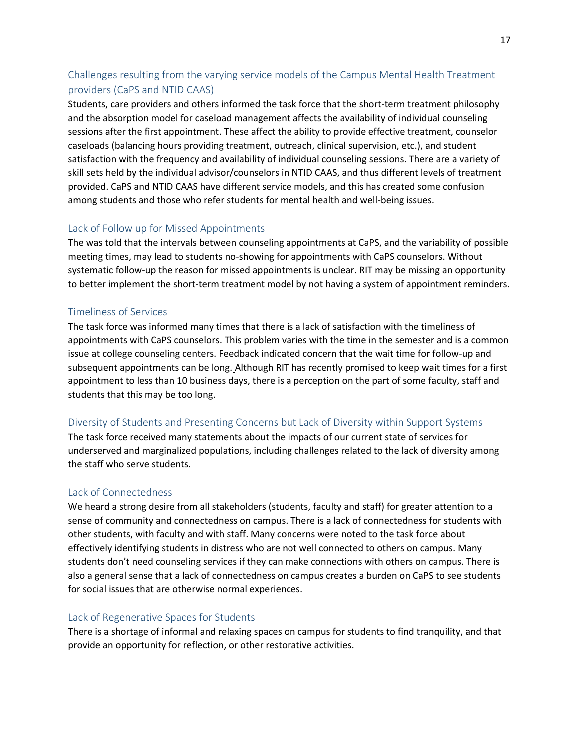### Challenges resulting from the varying service models of the Campus Mental Health Treatment providers (CaPS and NTID CAAS)

Students, care providers and others informed the task force that the short-term treatment philosophy and the absorption model for caseload management affects the availability of individual counseling sessions after the first appointment. These affect the ability to provide effective treatment, counselor caseloads (balancing hours providing treatment, outreach, clinical supervision, etc.), and student satisfaction with the frequency and availability of individual counseling sessions. There are a variety of skill sets held by the individual advisor/counselors in NTID CAAS, and thus different levels of treatment provided. CaPS and NTID CAAS have different service models, and this has created some confusion among students and those who refer students for mental health and well-being issues.

### Lack of Follow up for Missed Appointments

The was told that the intervals between counseling appointments at CaPS, and the variability of possible meeting times, may lead to students no-showing for appointments with CaPS counselors. Without systematic follow-up the reason for missed appointments is unclear. RIT may be missing an opportunity to better implement the short-term treatment model by not having a system of appointment reminders.

### Timeliness of Services

The task force was informed many times that there is a lack of satisfaction with the timeliness of appointments with CaPS counselors. This problem varies with the time in the semester and is a common issue at college counseling centers. Feedback indicated concern that the wait time for follow-up and subsequent appointments can be long. Although RIT has recently promised to keep wait times for a first appointment to less than 10 business days, there is a perception on the part of some faculty, staff and students that this may be too long.

### Diversity of Students and Presenting Concerns but Lack of Diversity within Support Systems

The task force received many statements about the impacts of our current state of services for underserved and marginalized populations, including challenges related to the lack of diversity among the staff who serve students.

### Lack of Connectedness

We heard a strong desire from all stakeholders (students, faculty and staff) for greater attention to a sense of community and connectedness on campus. There is a lack of connectedness for students with other students, with faculty and with staff. Many concerns were noted to the task force about effectively identifying students in distress who are not well connected to others on campus. Many students don't need counseling services if they can make connections with others on campus. There is also a general sense that a lack of connectedness on campus creates a burden on CaPS to see students for social issues that are otherwise normal experiences.

### Lack of Regenerative Spaces for Students

There is a shortage of informal and relaxing spaces on campus for students to find tranquility, and that provide an opportunity for reflection, or other restorative activities.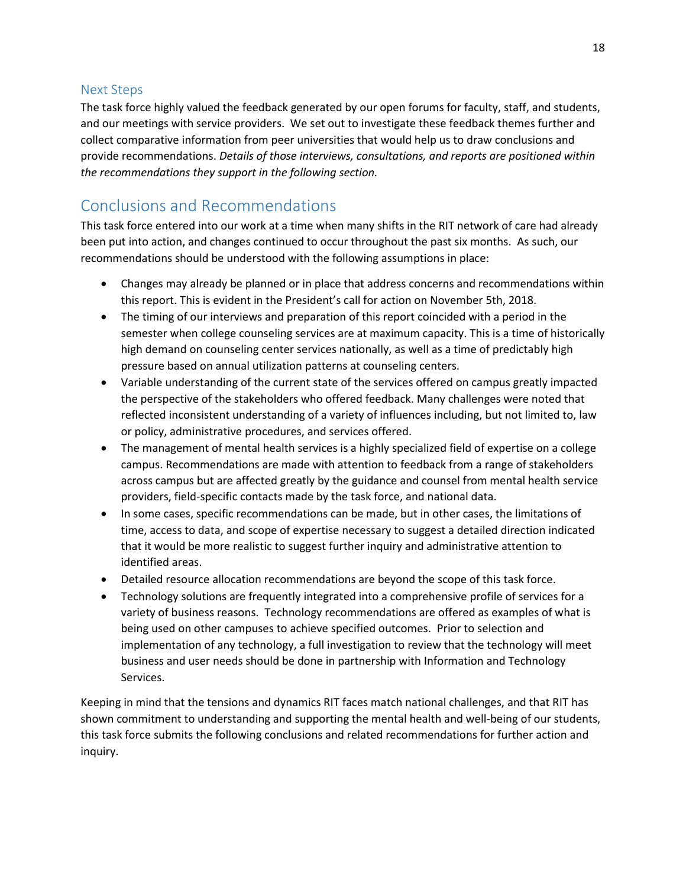### Next Steps

The task force highly valued the feedback generated by our open forums for faculty, staff, and students, and our meetings with service providers. We set out to investigate these feedback themes further and collect comparative information from peer universities that would help us to draw conclusions and provide recommendations. *Details of those interviews, consultations, and reports are positioned within the recommendations they support in the following section.*

## Conclusions and Recommendations

This task force entered into our work at a time when many shifts in the RIT network of care had already been put into action, and changes continued to occur throughout the past six months. As such, our recommendations should be understood with the following assumptions in place:

- Changes may already be planned or in place that address concerns and recommendations within this report. This is evident in the President's call for action on November 5th, 2018.
- The timing of our interviews and preparation of this report coincided with a period in the semester when college counseling services are at maximum capacity. This is a time of historically high demand on counseling center services nationally, as well as a time of predictably high pressure based on annual utilization patterns at counseling centers.
- Variable understanding of the current state of the services offered on campus greatly impacted the perspective of the stakeholders who offered feedback. Many challenges were noted that reflected inconsistent understanding of a variety of influences including, but not limited to, law or policy, administrative procedures, and services offered.
- The management of mental health services is a highly specialized field of expertise on a college campus. Recommendations are made with attention to feedback from a range of stakeholders across campus but are affected greatly by the guidance and counsel from mental health service providers, field-specific contacts made by the task force, and national data.
- In some cases, specific recommendations can be made, but in other cases, the limitations of time, access to data, and scope of expertise necessary to suggest a detailed direction indicated that it would be more realistic to suggest further inquiry and administrative attention to identified areas.
- Detailed resource allocation recommendations are beyond the scope of this task force.
- Technology solutions are frequently integrated into a comprehensive profile of services for a variety of business reasons. Technology recommendations are offered as examples of what is being used on other campuses to achieve specified outcomes. Prior to selection and implementation of any technology, a full investigation to review that the technology will meet business and user needs should be done in partnership with Information and Technology Services.

Keeping in mind that the tensions and dynamics RIT faces match national challenges, and that RIT has shown commitment to understanding and supporting the mental health and well-being of our students, this task force submits the following conclusions and related recommendations for further action and inquiry.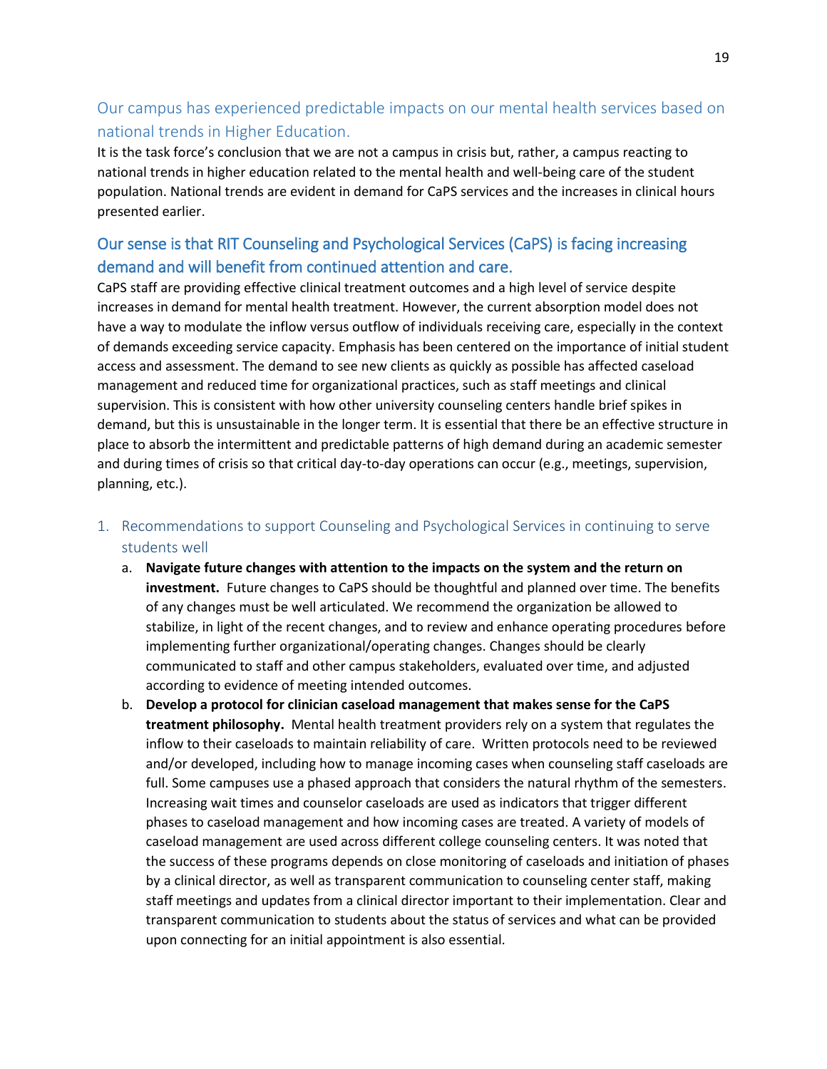## Our campus has experienced predictable impacts on our mental health services based on national trends in Higher Education.

It is the task force's conclusion that we are not a campus in crisis but, rather, a campus reacting to national trends in higher education related to the mental health and well-being care of the student population. National trends are evident in demand for CaPS services and the increases in clinical hours presented earlier.

## Our sense is that RIT Counseling and Psychological Services (CaPS) is facing increasing demand and will benefit from continued attention and care.

CaPS staff are providing effective clinical treatment outcomes and a high level of service despite increases in demand for mental health treatment. However, the current absorption model does not have a way to modulate the inflow versus outflow of individuals receiving care, especially in the context of demands exceeding service capacity. Emphasis has been centered on the importance of initial student access and assessment. The demand to see new clients as quickly as possible has affected caseload management and reduced time for organizational practices, such as staff meetings and clinical supervision. This is consistent with how other university counseling centers handle brief spikes in demand, but this is unsustainable in the longer term. It is essential that there be an effective structure in place to absorb the intermittent and predictable patterns of high demand during an academic semester and during times of crisis so that critical day-to-day operations can occur (e.g., meetings, supervision, planning, etc.).

1. Recommendations to support Counseling and Psychological Services in continuing to serve students well
   a. **Navigate future changes with attention to the impacts on the system and the return on investment.** Future changes to CaPS should be thoughtful and planned over time. The benefits of any changes must be well articulated. We recommend the organization be allowed to stabilize, in light of the recent changes, and to review and enhance operating procedures before implementing further organizational/operating changes. Changes should be clearly communicated to staff and other campus stakeholders, evaluated over time, and adjusted according to evidence of meeting intended outcomes.
   b. **Develop a protocol for clinician caseload management that makes sense for the CaPS treatment philosophy.** Mental health treatment providers rely on a system that regulates the inflow to their caseloads to maintain reliability of care. Written protocols need to be reviewed and/or developed, including how to manage incoming cases when counseling staff caseloads are full. Some campuses use a phased approach that considers the natural rhythm of the semesters. Increasing wait times and counselor caseloads are used as indicators that trigger different phases to caseload management and how incoming cases are treated. A variety of models of caseload management are used across different college counseling centers. It was noted that the success of these programs depends on close monitoring of caseloads and initiation of phases by a clinical director, as well as transparent communication to counseling center staff, making staff meetings and updates from a clinical director important to their implementation. Clear and transparent communication to students about the status of services and what can be provided upon connecting for an initial appointment is also essential.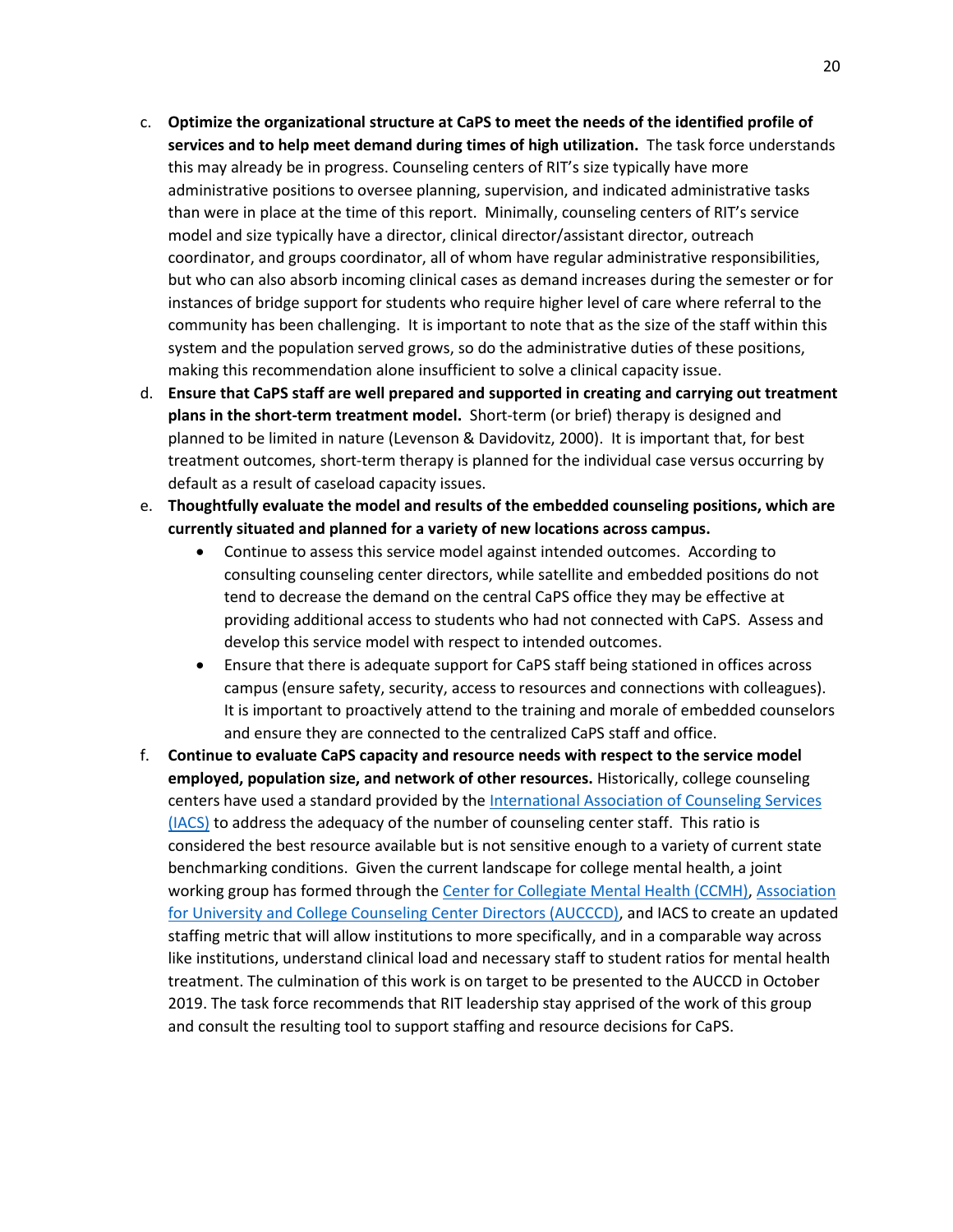c. **Optimize the organizational structure at CaPS to meet the needs of the identified profile of services and to help meet demand during times of high utilization.** The task force understands this may already be in progress. Counseling centers of RIT's size typically have more administrative positions to oversee planning, supervision, and indicated administrative tasks than were in place at the time of this report. Minimally, counseling centers of RIT's service model and size typically have a director, clinical director/assistant director, outreach coordinator, and groups coordinator, all of whom have regular administrative responsibilities, but who can also absorb incoming clinical cases as demand increases during the semester or for instances of bridge support for students who require higher level of care where referral to the community has been challenging. It is important to note that as the size of the staff within this system and the population served grows, so do the administrative duties of these positions, making this recommendation alone insufficient to solve a clinical capacity issue.

d. **Ensure that CaPS staff are well prepared and supported in creating and carrying out treatment plans in the short-term treatment model.** Short-term (or brief) therapy is designed and planned to be limited in nature (Levenson & Davidovitz, 2000). It is important that, for best treatment outcomes, short-term therapy is planned for the individual case versus occurring by default as a result of caseload capacity issues.

e. **Thoughtfully evaluate the model and results of the embedded counseling positions, which are currently situated and planned for a variety of new locations across campus.**
   - Continue to assess this service model against intended outcomes. According to consulting counseling center directors, while satellite and embedded positions do not tend to decrease the demand on the central CaPS office they may be effective at providing additional access to students who had not connected with CaPS. Assess and develop this service model with respect to intended outcomes.
   - Ensure that there is adequate support for CaPS staff being stationed in offices across campus (ensure safety, security, access to resources and connections with colleagues). It is important to proactively attend to the training and morale of embedded counselors and ensure they are connected to the centralized CaPS staff and office.

f. **Continue to evaluate CaPS capacity and resource needs with respect to the service model employed, population size, and network of other resources.** Historically, college counseling centers have used a standard provided by the International Association of Counseling Services (IACS) to address the adequacy of the number of counseling center staff. This ratio is considered the best resource available but is not sensitive enough to a variety of current state benchmarking conditions. Given the current landscape for college mental health, a joint working group has formed through the Center for Collegiate Mental Health (CCMH), Association for University and College Counseling Center Directors (AUCCCD), and IACS to create an updated staffing metric that will allow institutions to more specifically, and in a comparable way across like institutions, understand clinical load and necessary staff to student ratios for mental health treatment. The culmination of this work is on target to be presented to the AUCCD in October 2019. The task force recommends that RIT leadership stay apprised of the work of this group and consult the resulting tool to support staffing and resource decisions for CaPS.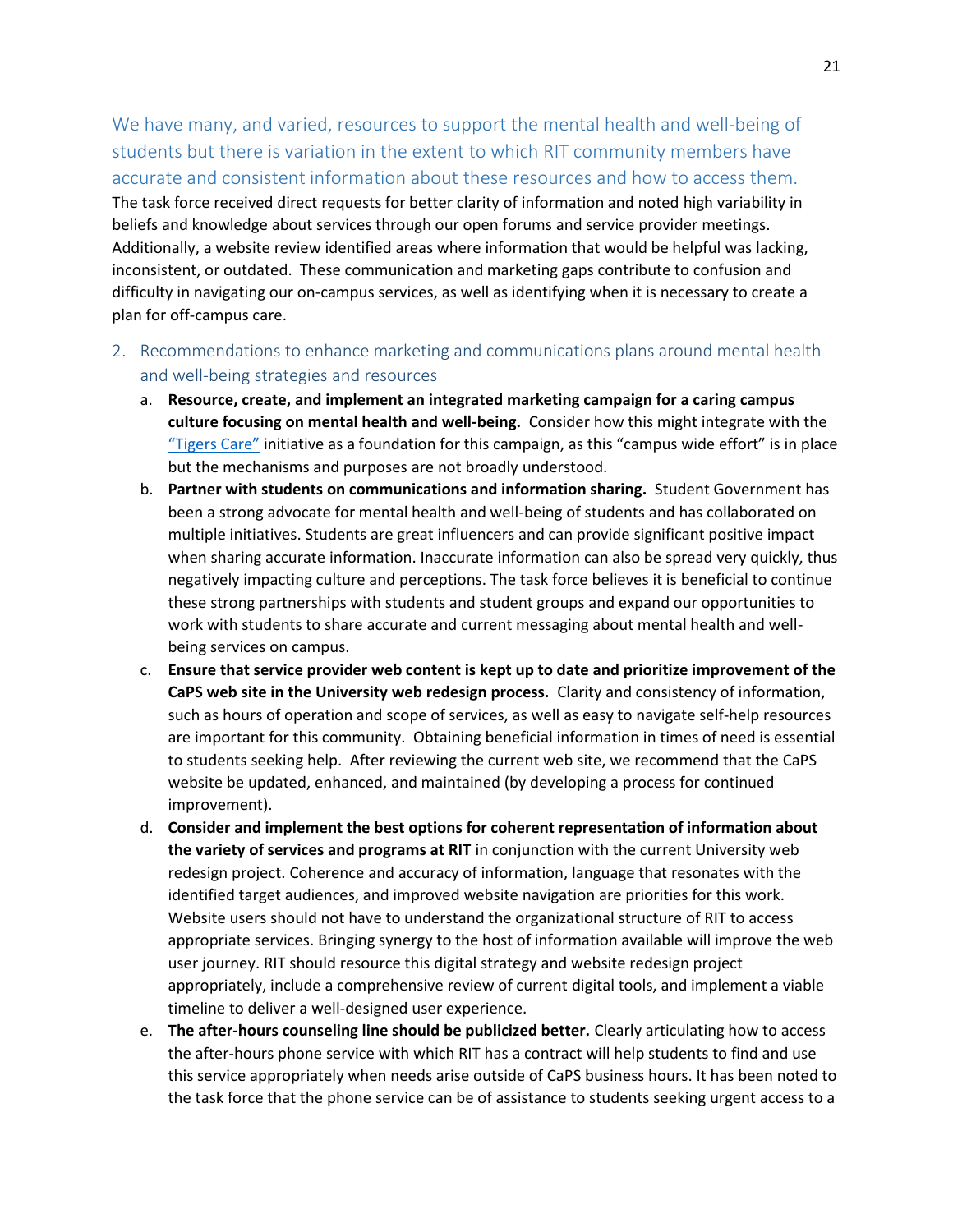### We have many, and varied, resources to support the mental health and well-being of students but there is variation in the extent to which RIT community members have accurate and consistent information about these resources and how to access them.

The task force received direct requests for better clarity of information and noted high variability in beliefs and knowledge about services through our open forums and service provider meetings. Additionally, a website review identified areas where information that would be helpful was lacking, inconsistent, or outdated. These communication and marketing gaps contribute to confusion and difficulty in navigating our on-campus services, as well as identifying when it is necessary to create a plan for off-campus care.

2. Recommendations to enhance marketing and communications plans around mental health and well-being strategies and resources
   a. **Resource, create, and implement an integrated marketing campaign for a caring campus culture focusing on mental health and well-being.** Consider how this might integrate with the "Tigers Care" initiative as a foundation for this campaign, as this "campus wide effort" is in place but the mechanisms and purposes are not broadly understood.
   b. **Partner with students on communications and information sharing.** Student Government has been a strong advocate for mental health and well-being of students and has collaborated on multiple initiatives. Students are great influencers and can provide significant positive impact when sharing accurate information. Inaccurate information can also be spread very quickly, thus negatively impacting culture and perceptions. The task force believes it is beneficial to continue these strong partnerships with students and student groups and expand our opportunities to work with students to share accurate and current messaging about mental health and well-being services on campus.
   c. **Ensure that service provider web content is kept up to date and prioritize improvement of the CaPS web site in the University web redesign process.** Clarity and consistency of information, such as hours of operation and scope of services, as well as easy to navigate self-help resources are important for this community. Obtaining beneficial information in times of need is essential to students seeking help. After reviewing the current web site, we recommend that the CaPS website be updated, enhanced, and maintained (by developing a process for continued improvement).
   d. **Consider and implement the best options for coherent representation of information about the variety of services and programs at RIT** in conjunction with the current University web redesign project. Coherence and accuracy of information, language that resonates with the identified target audiences, and improved website navigation are priorities for this work. Website users should not have to understand the organizational structure of RIT to access appropriate services. Bringing synergy to the host of information available will improve the web user journey. RIT should resource this digital strategy and website redesign project appropriately, include a comprehensive review of current digital tools, and implement a viable timeline to deliver a well-designed user experience.
   e. **The after-hours counseling line should be publicized better.** Clearly articulating how to access the after-hours phone service with which RIT has a contract will help students to find and use this service appropriately when needs arise outside of CaPS business hours. It has been noted to the task force that the phone service can be of assistance to students seeking urgent access to a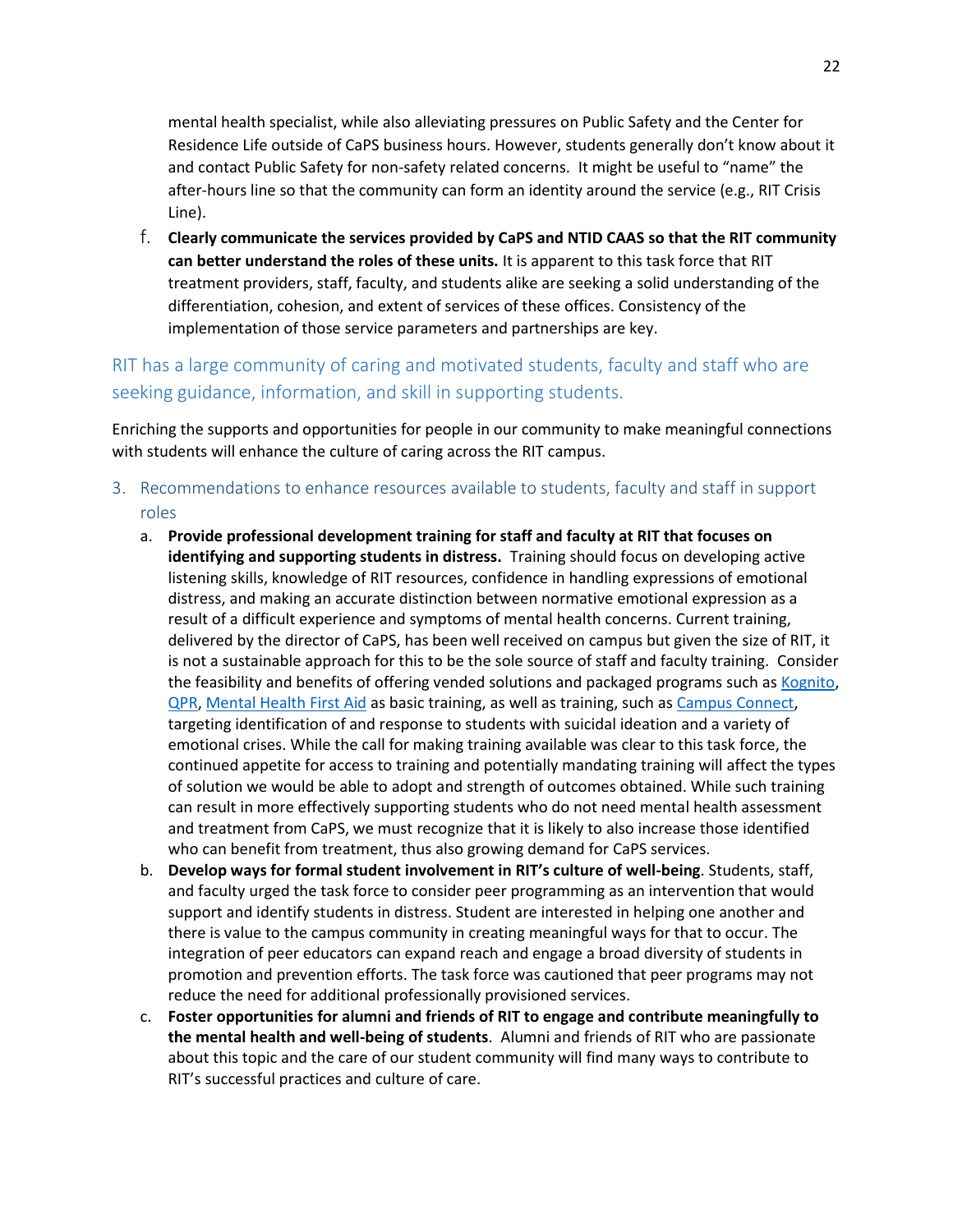mental health specialist, while also alleviating pressures on Public Safety and the Center for Residence Life outside of CaPS business hours. However, students generally don't know about it and contact Public Safety for non-safety related concerns. It might be useful to "name" the after-hours line so that the community can form an identity around the service (e.g., RIT Crisis Line).

f. **Clearly communicate the services provided by CaPS and NTID CAAS so that the RIT community can better understand the roles of these units.** It is apparent to this task force that RIT treatment providers, staff, faculty, and students alike are seeking a solid understanding of the differentiation, cohesion, and extent of services of these offices. Consistency of the implementation of those service parameters and partnerships are key.

## RIT has a large community of caring and motivated students, faculty and staff who are seeking guidance, information, and skill in supporting students.

Enriching the supports and opportunities for people in our community to make meaningful connections with students will enhance the culture of caring across the RIT campus.

### 3. Recommendations to enhance resources available to students, faculty and staff in support roles

a. **Provide professional development training for staff and faculty at RIT that focuses on identifying and supporting students in distress.** Training should focus on developing active listening skills, knowledge of RIT resources, confidence in handling expressions of emotional distress, and making an accurate distinction between normative emotional expression as a result of a difficult experience and symptoms of mental health concerns. Current training, delivered by the director of CaPS, has been well received on campus but given the size of RIT, it is not a sustainable approach for this to be the sole source of staff and faculty training. Consider the feasibility and benefits of offering vended solutions and packaged programs such as Kognito, QPR, Mental Health First Aid as basic training, as well as training, such as Campus Connect, targeting identification of and response to students with suicidal ideation and a variety of emotional crises. While the call for making training available was clear to this task force, the continued appetite for access to training and potentially mandating training will affect the types of solution we would be able to adopt and strength of outcomes obtained. While such training can result in more effectively supporting students who do not need mental health assessment and treatment from CaPS, we must recognize that it is likely to also increase those identified who can benefit from treatment, thus also growing demand for CaPS services.

b. **Develop ways for formal student involvement in RIT's culture of well-being**. Students, staff, and faculty urged the task force to consider peer programming as an intervention that would support and identify students in distress. Student are interested in helping one another and there is value to the campus community in creating meaningful ways for that to occur. The integration of peer educators can expand reach and engage a broad diversity of students in promotion and prevention efforts. The task force was cautioned that peer programs may not reduce the need for additional professionally provisioned services.

c. **Foster opportunities for alumni and friends of RIT to engage and contribute meaningfully to the mental health and well-being of students**. Alumni and friends of RIT who are passionate about this topic and the care of our student community will find many ways to contribute to RIT's successful practices and culture of care.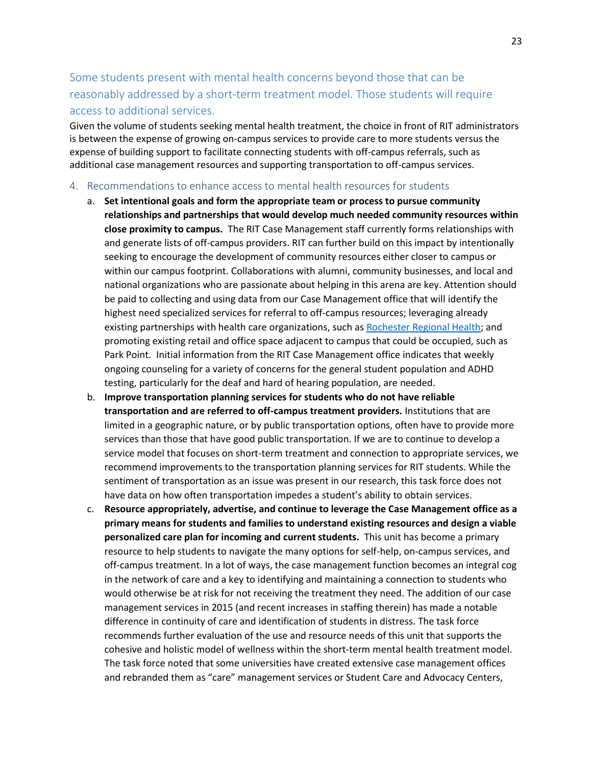### Some students present with mental health concerns beyond those that can be reasonably addressed by a short-term treatment model. Those students will require access to additional services.

Given the volume of students seeking mental health treatment, the choice in front of RIT administrators is between the expense of growing on-campus services to provide care to more students versus the expense of building support to facilitate connecting students with off-campus referrals, such as additional case management resources and supporting transportation to off-campus services.

### 4. Recommendations to enhance access to mental health resources for students

a. **Set intentional goals and form the appropriate team or process to pursue community relationships and partnerships that would develop much needed community resources within close proximity to campus.** The RIT Case Management staff currently forms relationships with and generate lists of off-campus providers. RIT can further build on this impact by intentionally seeking to encourage the development of community resources either closer to campus or within our campus footprint. Collaborations with alumni, community businesses, and local and national organizations who are passionate about helping in this arena are key. Attention should be paid to collecting and using data from our Case Management office that will identify the highest need specialized services for referral to off-campus resources; leveraging already existing partnerships with health care organizations, such as Rochester Regional Health; and promoting existing retail and office space adjacent to campus that could be occupied, such as Park Point. Initial information from the RIT Case Management office indicates that weekly ongoing counseling for a variety of concerns for the general student population and ADHD testing, particularly for the deaf and hard of hearing population, are needed.

b. **Improve transportation planning services for students who do not have reliable transportation and are referred to off-campus treatment providers.** Institutions that are limited in a geographic nature, or by public transportation options, often have to provide more services than those that have good public transportation. If we are to continue to develop a service model that focuses on short-term treatment and connection to appropriate services, we recommend improvements to the transportation planning services for RIT students. While the sentiment of transportation as an issue was present in our research, this task force does not have data on how often transportation impedes a student's ability to obtain services.

c. **Resource appropriately, advertise, and continue to leverage the Case Management office as a primary means for students and families to understand existing resources and design a viable personalized care plan for incoming and current students.** This unit has become a primary resource to help students to navigate the many options for self-help, on-campus services, and off-campus treatment. In a lot of ways, the case management function becomes an integral cog in the network of care and a key to identifying and maintaining a connection to students who would otherwise be at risk for not receiving the treatment they need. The addition of our case management services in 2015 (and recent increases in staffing therein) has made a notable difference in continuity of care and identification of students in distress. The task force recommends further evaluation of the use and resource needs of this unit that supports the cohesive and holistic model of wellness within the short-term mental health treatment model. The task force noted that some universities have created extensive case management offices and rebranded them as "care" management services or Student Care and Advocacy Centers,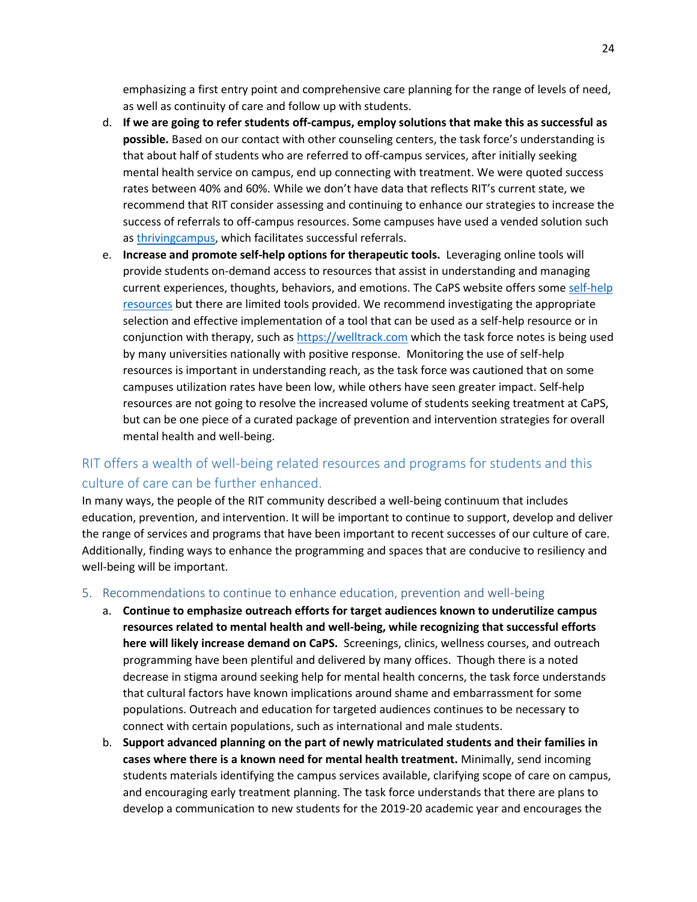emphasizing a first entry point and comprehensive care planning for the range of levels of need, as well as continuity of care and follow up with students.

d. **If we are going to refer students off-campus, employ solutions that make this as successful as possible.** Based on our contact with other counseling centers, the task force's understanding is that about half of students who are referred to off-campus services, after initially seeking mental health service on campus, end up connecting with treatment. We were quoted success rates between 40% and 60%. While we don't have data that reflects RIT's current state, we recommend that RIT consider assessing and continuing to enhance our strategies to increase the success of referrals to off-campus resources. Some campuses have used a vended solution such as thrivingcampus, which facilitates successful referrals.

e. **Increase and promote self-help options for therapeutic tools.** Leveraging online tools will provide students on-demand access to resources that assist in understanding and managing current experiences, thoughts, behaviors, and emotions. The CaPS website offers some self-help resources but there are limited tools provided. We recommend investigating the appropriate selection and effective implementation of a tool that can be used as a self-help resource or in conjunction with therapy, such as https://welltrack.com which the task force notes is being used by many universities nationally with positive response. Monitoring the use of self-help resources is important in understanding reach, as the task force was cautioned that on some campuses utilization rates have been low, while others have seen greater impact. Self-help resources are not going to resolve the increased volume of students seeking treatment at CaPS, but can be one piece of a curated package of prevention and intervention strategies for overall mental health and well-being.

## RIT offers a wealth of well-being related resources and programs for students and this culture of care can be further enhanced.

In many ways, the people of the RIT community described a well-being continuum that includes education, prevention, and intervention. It will be important to continue to support, develop and deliver the range of services and programs that have been important to recent successes of our culture of care. Additionally, finding ways to enhance the programming and spaces that are conducive to resiliency and well-being will be important.

### 5. Recommendations to continue to enhance education, prevention and well-being

a. **Continue to emphasize outreach efforts for target audiences known to underutilize campus resources related to mental health and well-being, while recognizing that successful efforts here will likely increase demand on CaPS.** Screenings, clinics, wellness courses, and outreach programming have been plentiful and delivered by many offices. Though there is a noted decrease in stigma around seeking help for mental health concerns, the task force understands that cultural factors have known implications around shame and embarrassment for some populations. Outreach and education for targeted audiences continues to be necessary to connect with certain populations, such as international and male students.

b. **Support advanced planning on the part of newly matriculated students and their families in cases where there is a known need for mental health treatment.** Minimally, send incoming students materials identifying the campus services available, clarifying scope of care on campus, and encouraging early treatment planning. The task force understands that there are plans to develop a communication to new students for the 2019-20 academic year and encourages the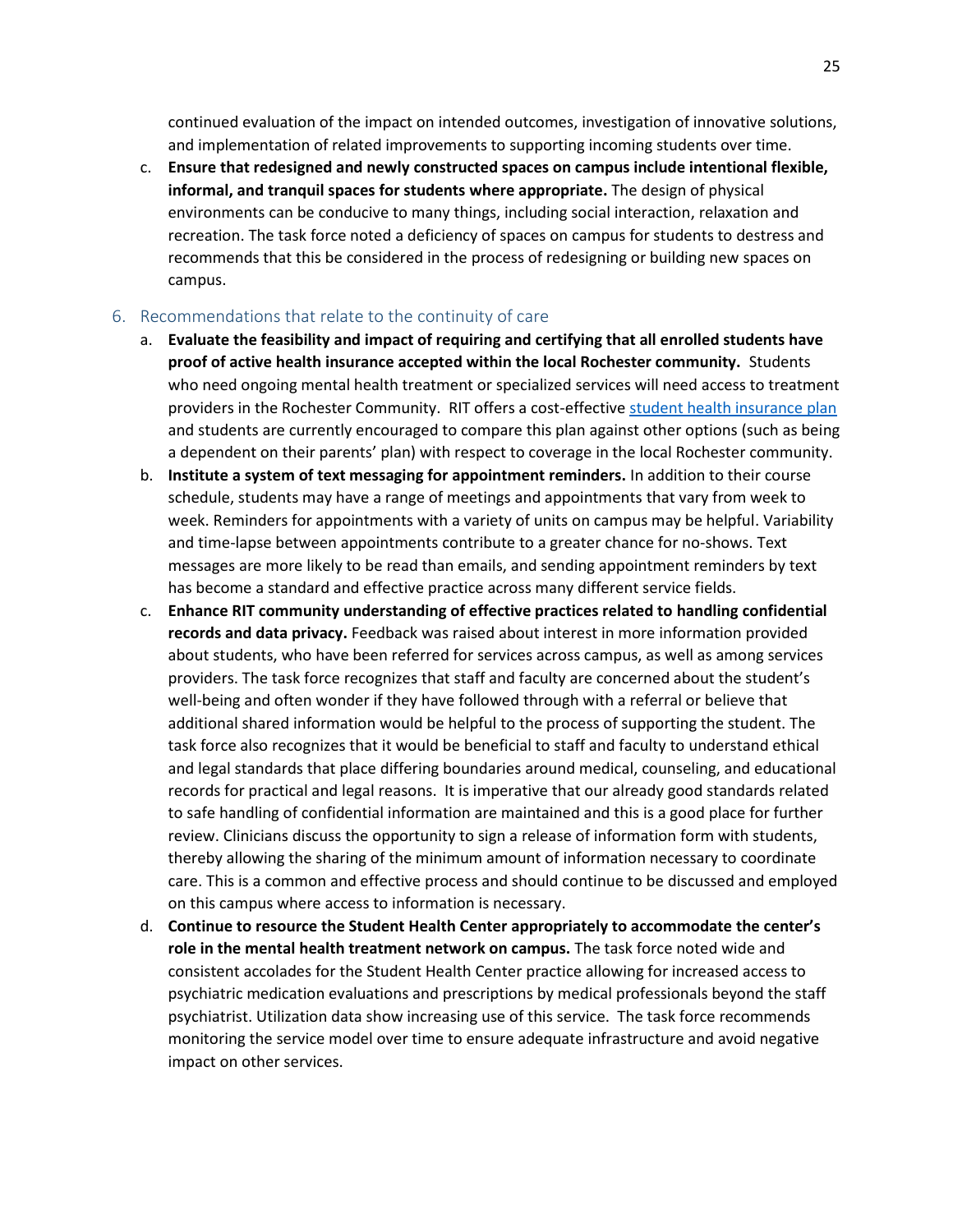continued evaluation of the impact on intended outcomes, investigation of innovative solutions, and implementation of related improvements to supporting incoming students over time.

c. **Ensure that redesigned and newly constructed spaces on campus include intentional flexible, informal, and tranquil spaces for students where appropriate.** The design of physical environments can be conducive to many things, including social interaction, relaxation and recreation. The task force noted a deficiency of spaces on campus for students to destress and recommends that this be considered in the process of redesigning or building new spaces on campus.

## 6. Recommendations that relate to the continuity of care

a. **Evaluate the feasibility and impact of requiring and certifying that all enrolled students have proof of active health insurance accepted within the local Rochester community.** Students who need ongoing mental health treatment or specialized services will need access to treatment providers in the Rochester Community. RIT offers a cost-effective student health insurance plan and students are currently encouraged to compare this plan against other options (such as being a dependent on their parents' plan) with respect to coverage in the local Rochester community.

b. **Institute a system of text messaging for appointment reminders.** In addition to their course schedule, students may have a range of meetings and appointments that vary from week to week. Reminders for appointments with a variety of units on campus may be helpful. Variability and time-lapse between appointments contribute to a greater chance for no-shows. Text messages are more likely to be read than emails, and sending appointment reminders by text has become a standard and effective practice across many different service fields.

c. **Enhance RIT community understanding of effective practices related to handling confidential records and data privacy.** Feedback was raised about interest in more information provided about students, who have been referred for services across campus, as well as among services providers. The task force recognizes that staff and faculty are concerned about the student's well-being and often wonder if they have followed through with a referral or believe that additional shared information would be helpful to the process of supporting the student. The task force also recognizes that it would be beneficial to staff and faculty to understand ethical and legal standards that place differing boundaries around medical, counseling, and educational records for practical and legal reasons. It is imperative that our already good standards related to safe handling of confidential information are maintained and this is a good place for further review. Clinicians discuss the opportunity to sign a release of information form with students, thereby allowing the sharing of the minimum amount of information necessary to coordinate care. This is a common and effective process and should continue to be discussed and employed on this campus where access to information is necessary.

d. **Continue to resource the Student Health Center appropriately to accommodate the center's role in the mental health treatment network on campus.** The task force noted wide and consistent accolades for the Student Health Center practice allowing for increased access to psychiatric medication evaluations and prescriptions by medical professionals beyond the staff psychiatrist. Utilization data show increasing use of this service. The task force recommends monitoring the service model over time to ensure adequate infrastructure and avoid negative impact on other services.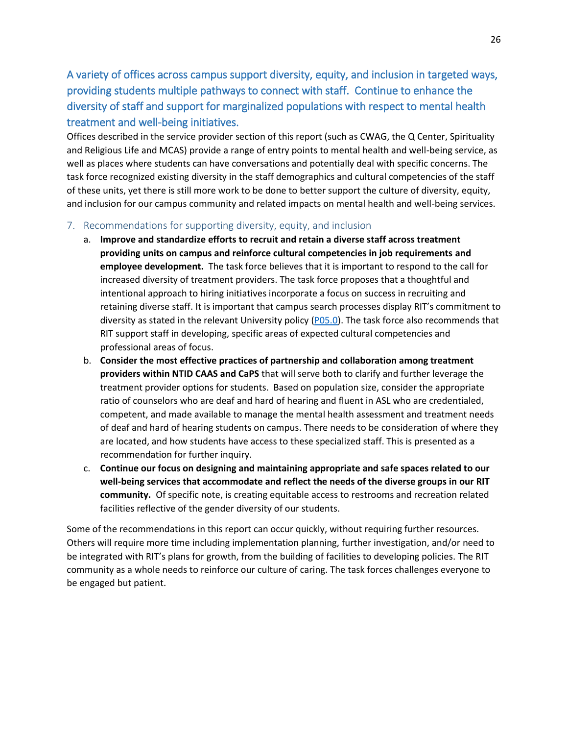## A variety of offices across campus support diversity, equity, and inclusion in targeted ways, providing students multiple pathways to connect with staff. Continue to enhance the diversity of staff and support for marginalized populations with respect to mental health treatment and well-being initiatives.

Offices described in the service provider section of this report (such as CWAG, the Q Center, Spirituality and Religious Life and MCAS) provide a range of entry points to mental health and well-being service, as well as places where students can have conversations and potentially deal with specific concerns. The task force recognized existing diversity in the staff demographics and cultural competencies of the staff of these units, yet there is still more work to be done to better support the culture of diversity, equity, and inclusion for our campus community and related impacts on mental health and well-being services.

### 7. Recommendations for supporting diversity, equity, and inclusion

a. **Improve and standardize efforts to recruit and retain a diverse staff across treatment providing units on campus and reinforce cultural competencies in job requirements and employee development.** The task force believes that it is important to respond to the call for increased diversity of treatment providers. The task force proposes that a thoughtful and intentional approach to hiring initiatives incorporate a focus on success in recruiting and retaining diverse staff. It is important that campus search processes display RIT's commitment to diversity as stated in the relevant University policy (P05.0). The task force also recommends that RIT support staff in developing, specific areas of expected cultural competencies and professional areas of focus.

b. **Consider the most effective practices of partnership and collaboration among treatment providers within NTID CAAS and CaPS** that will serve both to clarify and further leverage the treatment provider options for students. Based on population size, consider the appropriate ratio of counselors who are deaf and hard of hearing and fluent in ASL who are credentialed, competent, and made available to manage the mental health assessment and treatment needs of deaf and hard of hearing students on campus. There needs to be consideration of where they are located, and how students have access to these specialized staff. This is presented as a recommendation for further inquiry.

c. **Continue our focus on designing and maintaining appropriate and safe spaces related to our well-being services that accommodate and reflect the needs of the diverse groups in our RIT community.** Of specific note, is creating equitable access to restrooms and recreation related facilities reflective of the gender diversity of our students.

Some of the recommendations in this report can occur quickly, without requiring further resources. Others will require more time including implementation planning, further investigation, and/or need to be integrated with RIT's plans for growth, from the building of facilities to developing policies. The RIT community as a whole needs to reinforce our culture of caring. The task forces challenges everyone to be engaged but patient.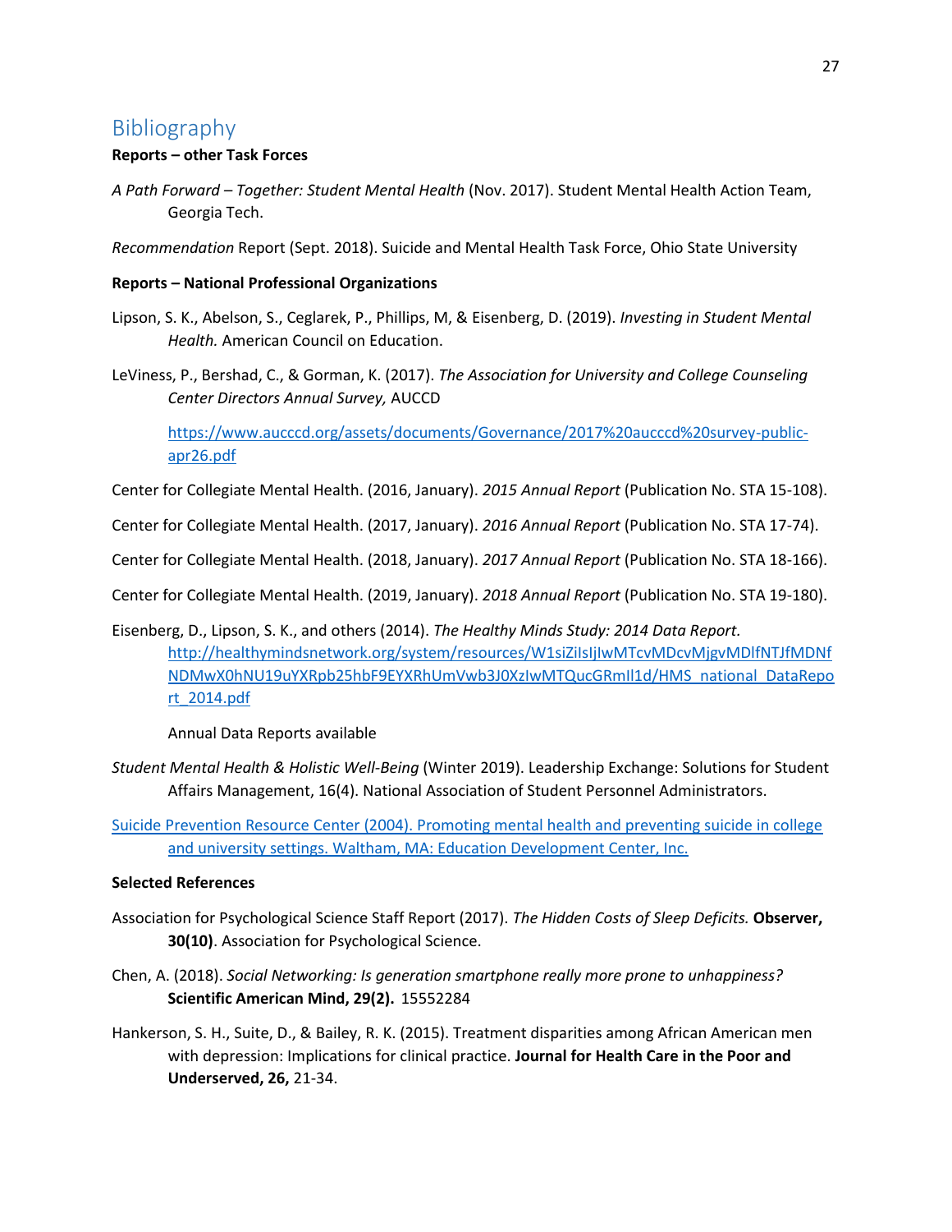# Bibliography

**Reports – other Task Forces**

*A Path Forward – Together: Student Mental Health* (Nov. 2017). Student Mental Health Action Team, Georgia Tech.

*Recommendation* Report (Sept. 2018). Suicide and Mental Health Task Force, Ohio State University

**Reports – National Professional Organizations**

Lipson, S. K., Abelson, S., Ceglarek, P., Phillips, M, & Eisenberg, D. (2019). *Investing in Student Mental Health.* American Council on Education.

LeViness, P., Bershad, C., & Gorman, K. (2017). *The Association for University and College Counseling Center Directors Annual Survey,* AUCCD

https://www.aucccd.org/assets/documents/Governance/2017%20aucccd%20survey-public-apr26.pdf

Center for Collegiate Mental Health. (2016, January). *2015 Annual Report* (Publication No. STA 15-108).

Center for Collegiate Mental Health. (2017, January). *2016 Annual Report* (Publication No. STA 17-74).

Center for Collegiate Mental Health. (2018, January). *2017 Annual Report* (Publication No. STA 18-166).

Center for Collegiate Mental Health. (2019, January). *2018 Annual Report* (Publication No. STA 19-180).

Eisenberg, D., Lipson, S. K., and others (2014). *The Healthy Minds Study: 2014 Data Report.* http://healthymindsnetwork.org/system/resources/W1siZiIsIjIwMTcvMDcvMjgvMDlfNTJfMDNfNDMwX0hNU19uYXRpb25hbF9EYXRhUmVwb3J0XzIwMTQucGRmIl1d/HMS_national_DataReport_2014.pdf

Annual Data Reports available

*Student Mental Health & Holistic Well-Being* (Winter 2019). Leadership Exchange: Solutions for Student Affairs Management, 16(4). National Association of Student Personnel Administrators.

Suicide Prevention Resource Center (2004). Promoting mental health and preventing suicide in college and university settings. Waltham, MA: Education Development Center, Inc.

**Selected References**

Association for Psychological Science Staff Report (2017). *The Hidden Costs of Sleep Deficits.* **Observer, 30(10)**. Association for Psychological Science.

Chen, A. (2018). *Social Networking: Is generation smartphone really more prone to unhappiness?* **Scientific American Mind, 29(2).** 15552284

Hankerson, S. H., Suite, D., & Bailey, R. K. (2015). Treatment disparities among African American men with depression: Implications for clinical practice. **Journal for Health Care in the Poor and Underserved, 26,** 21-34.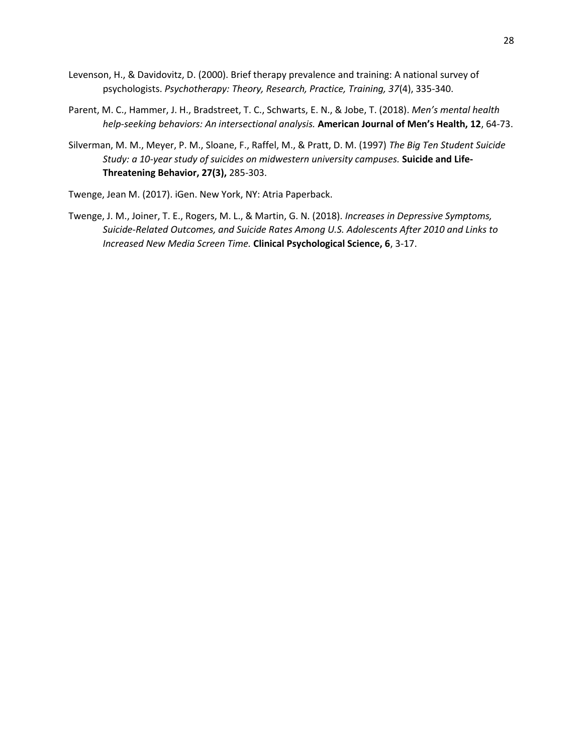Levenson, H., & Davidovitz, D. (2000). Brief therapy prevalence and training: A national survey of psychologists. *Psychotherapy: Theory, Research, Practice, Training, 37*(4), 335-340.

Parent, M. C., Hammer, J. H., Bradstreet, T. C., Schwarts, E. N., & Jobe, T. (2018). *Men's mental health help-seeking behaviors: An intersectional analysis.* **American Journal of Men's Health, 12**, 64-73.

Silverman, M. M., Meyer, P. M., Sloane, F., Raffel, M., & Pratt, D. M. (1997) *The Big Ten Student Suicide Study: a 10-year study of suicides on midwestern university campuses.* **Suicide and Life-Threatening Behavior, 27(3),** 285-303.

Twenge, Jean M. (2017). iGen. New York, NY: Atria Paperback.

Twenge, J. M., Joiner, T. E., Rogers, M. L., & Martin, G. N. (2018). *Increases in Depressive Symptoms, Suicide-Related Outcomes, and Suicide Rates Among U.S. Adolescents After 2010 and Links to Increased New Media Screen Time.* **Clinical Psychological Science, 6**, 3-17.